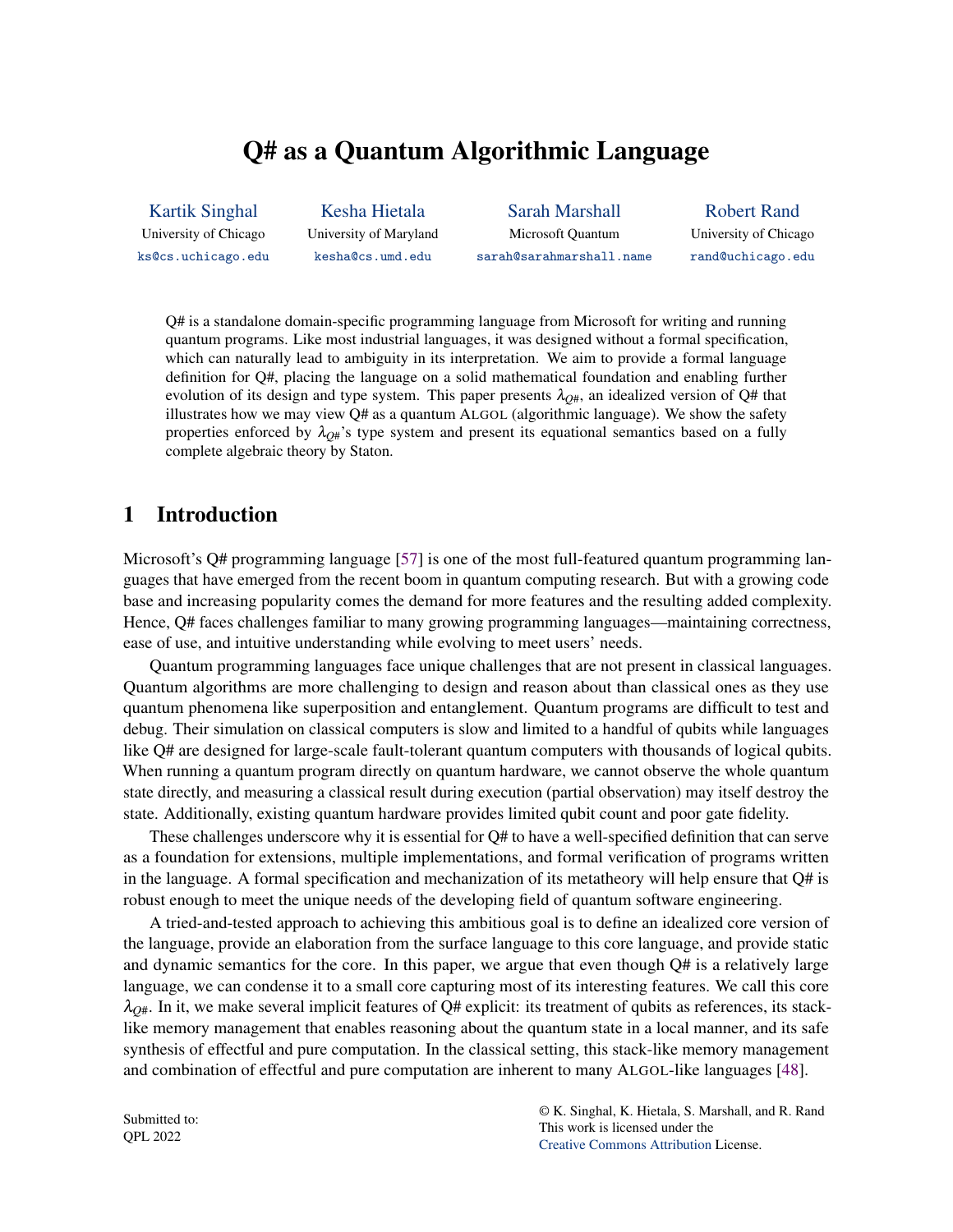# Q# as a Quantum Algorithmic Language

Kartik Singhal
University of Chicago
ks@cs.uchicago.edu

Kesha Hietala
University of Maryland
kesha@cs.umd.edu

Sarah Marshall
Microsoft Quantum
sarah@sarahmarshall.name

Robert Rand
University of Chicago
rand@uchicago.edu

Q# is a standalone domain-specific programming language from Microsoft for writing and running quantum programs. Like most industrial languages, it was designed without a formal specification, which can naturally lead to ambiguity in its interpretation. We aim to provide a formal language definition for Q#, placing the language on a solid mathematical foundation and enabling further evolution of its design and type system. This paper presents $\lambda_{Q\#}$, an idealized version of Q# that illustrates how we may view Q# as a quantum ALGOL (algorithmic language). We show the safety properties enforced by $\lambda_{Q\#}$'s type system and present its equational semantics based on a fully complete algebraic theory by Staton.

## 1 Introduction

Microsoft's Q# programming language [57] is one of the most full-featured quantum programming languages that have emerged from the recent boom in quantum computing research. But with a growing code base and increasing popularity comes the demand for more features and the resulting added complexity. Hence, Q# faces challenges familiar to many growing programming languages—maintaining correctness, ease of use, and intuitive understanding while evolving to meet users' needs.

Quantum programming languages face unique challenges that are not present in classical languages. Quantum algorithms are more challenging to design and reason about than classical ones as they use quantum phenomena like superposition and entanglement. Quantum programs are difficult to test and debug. Their simulation on classical computers is slow and limited to a handful of qubits while languages like Q# are designed for large-scale fault-tolerant quantum computers with thousands of logical qubits. When running a quantum program directly on quantum hardware, we cannot observe the whole quantum state directly, and measuring a classical result during execution (partial observation) may itself destroy the state. Additionally, existing quantum hardware provides limited qubit count and poor gate fidelity.

These challenges underscore why it is essential for Q# to have a well-specified definition that can serve as a foundation for extensions, multiple implementations, and formal verification of programs written in the language. A formal specification and mechanization of its metatheory will help ensure that Q# is robust enough to meet the unique needs of the developing field of quantum software engineering.

A tried-and-tested approach to achieving this ambitious goal is to define an idealized core version of the language, provide an elaboration from the surface language to this core language, and provide static and dynamic semantics for the core. In this paper, we argue that even though Q# is a relatively large language, we can condense it to a small core capturing most of its interesting features. We call this core $\lambda_{Q\#}$. In it, we make several implicit features of Q# explicit: its treatment of qubits as references, its stack-like memory management that enables reasoning about the quantum state in a local manner, and its safe synthesis of effectful and pure computation. In the classical setting, this stack-like memory management and combination of effectful and pure computation are inherent to many ALGOL-like languages [48].

Submitted to:
QPL 2022

© K. Singhal, K. Hietala, S. Marshall, and R. Rand
This work is licensed under the
Creative Commons Attribution License.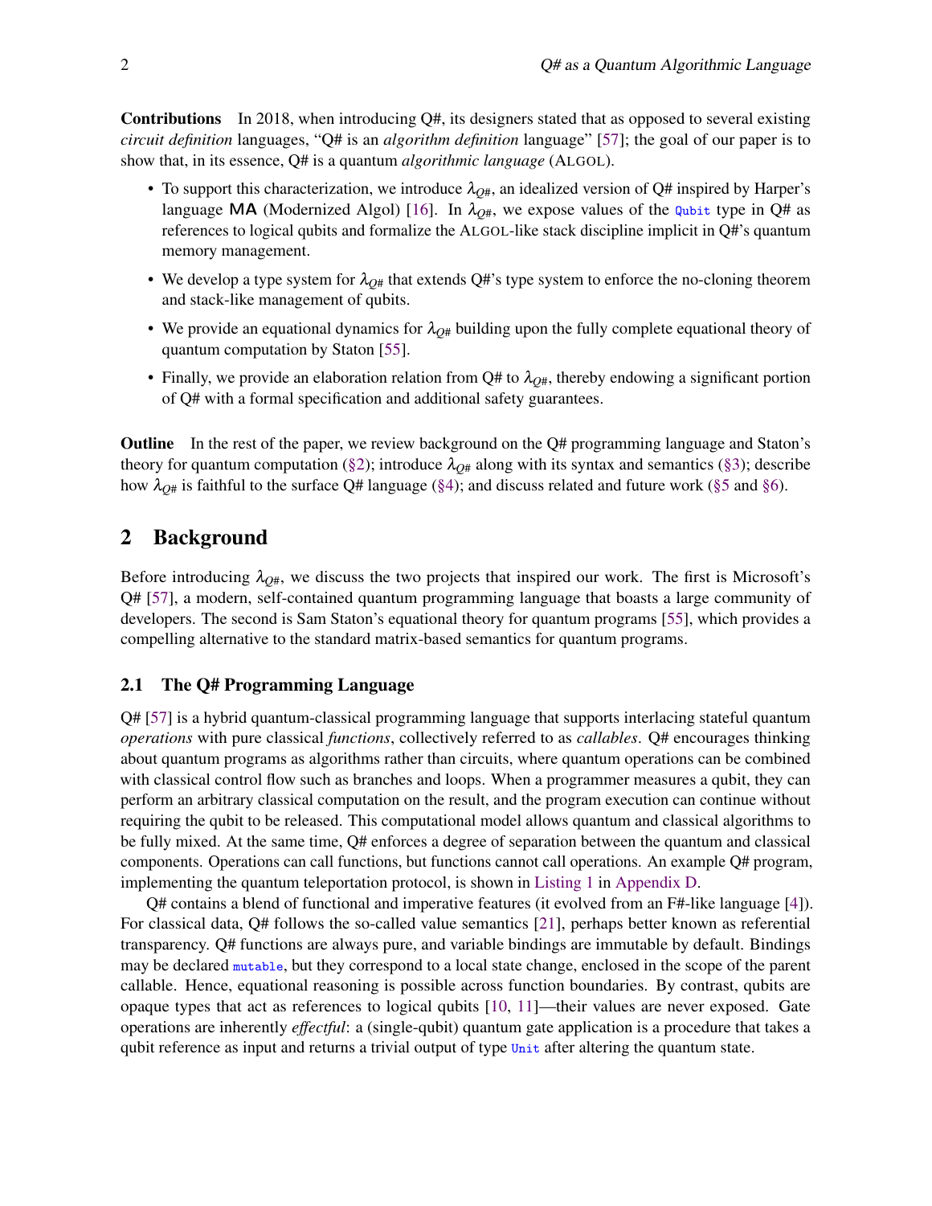**Contributions** In 2018, when introducing Q#, its designers stated that as opposed to several existing *circuit definition* languages, "Q# is an *algorithm definition* language" [57]; the goal of our paper is to show that, in its essence, Q# is a quantum *algorithmic language* (ALGOL).

- To support this characterization, we introduce $\lambda_{Q\#}$, an idealized version of Q# inspired by Harper's language MA (Modernized Algol) [16]. In $\lambda_{Q\#}$, we expose values of the `Qubit` type in Q# as references to logical qubits and formalize the ALGOL-like stack discipline implicit in Q#'s quantum memory management.
- We develop a type system for $\lambda_{Q\#}$ that extends Q#'s type system to enforce the no-cloning theorem and stack-like management of qubits.
- We provide an equational dynamics for $\lambda_{Q\#}$ building upon the fully complete equational theory of quantum computation by Staton [55].
- Finally, we provide an elaboration relation from Q# to $\lambda_{Q\#}$, thereby endowing a significant portion of Q# with a formal specification and additional safety guarantees.

**Outline** In the rest of the paper, we review background on the Q# programming language and Staton's theory for quantum computation (§2); introduce $\lambda_{Q\#}$ along with its syntax and semantics (§3); describe how $\lambda_{Q\#}$ is faithful to the surface Q# language (§4); and discuss related and future work (§5 and §6).

## 2 Background

Before introducing $\lambda_{Q\#}$, we discuss the two projects that inspired our work. The first is Microsoft's Q# [57], a modern, self-contained quantum programming language that boasts a large community of developers. The second is Sam Staton's equational theory for quantum programs [55], which provides a compelling alternative to the standard matrix-based semantics for quantum programs.

### 2.1 The Q# Programming Language

Q# [57] is a hybrid quantum-classical programming language that supports interlacing stateful quantum *operations* with pure classical *functions*, collectively referred to as *callables*. Q# encourages thinking about quantum programs as algorithms rather than circuits, where quantum operations can be combined with classical control flow such as branches and loops. When a programmer measures a qubit, they can perform an arbitrary classical computation on the result, and the program execution can continue without requiring the qubit to be released. This computational model allows quantum and classical algorithms to be fully mixed. At the same time, Q# enforces a degree of separation between the quantum and classical components. Operations can call functions, but functions cannot call operations. An example Q# program, implementing the quantum teleportation protocol, is shown in Listing 1 in Appendix D.

Q# contains a blend of functional and imperative features (it evolved from an F#-like language [4]). For classical data, Q# follows the so-called value semantics [21], perhaps better known as referential transparency. Q# functions are always pure, and variable bindings are immutable by default. Bindings may be declared `mutable`, but they correspond to a local state change, enclosed in the scope of the parent callable. Hence, equational reasoning is possible across function boundaries. By contrast, qubits are opaque types that act as references to logical qubits [10, 11]—their values are never exposed. Gate operations are inherently *effectful*: a (single-qubit) quantum gate application is a procedure that takes a qubit reference as input and returns a trivial output of type `Unit` after altering the quantum state.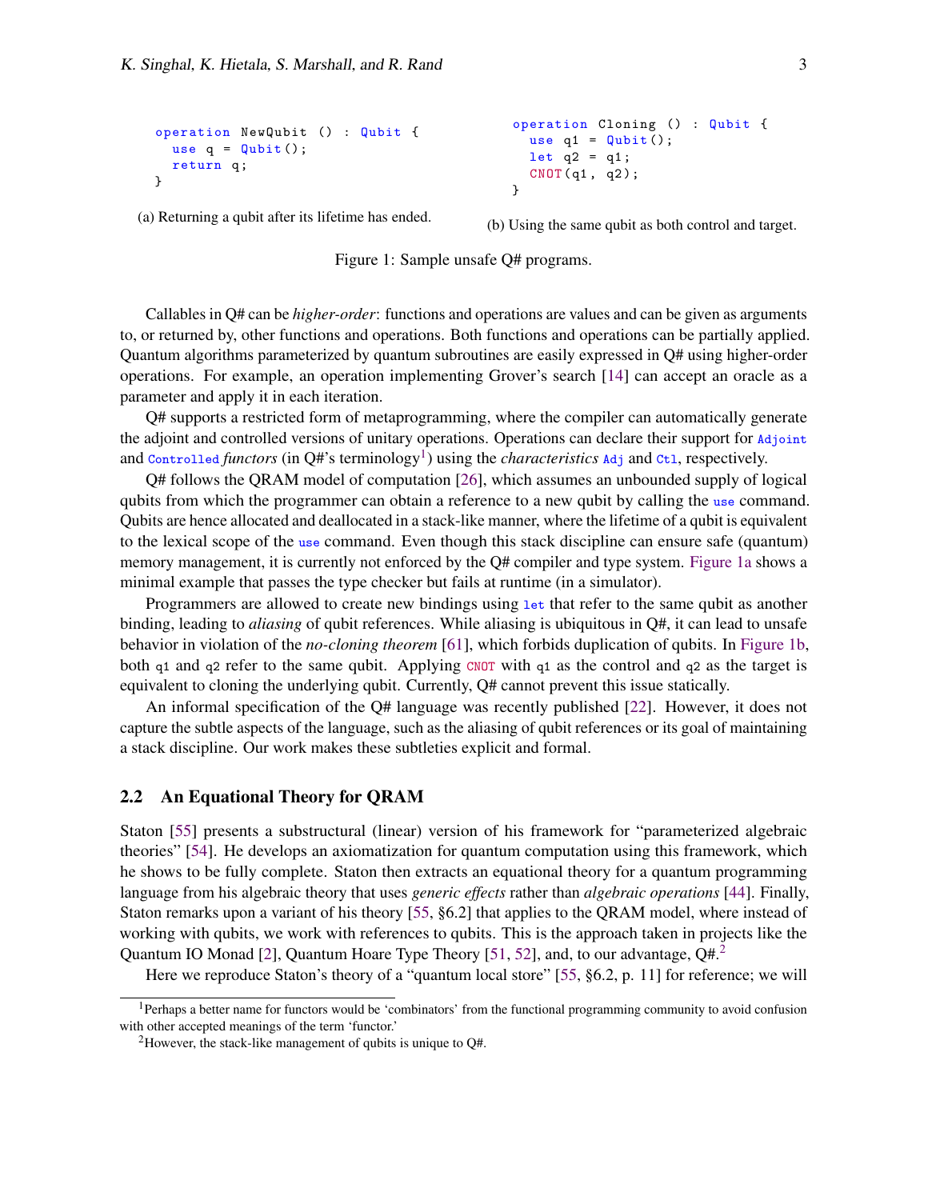```
operation NewQubit () : Qubit {
  use q = Qubit();
  return q;
}
```

(a) Returning a qubit after its lifetime has ended.

```
operation Cloning () : Qubit {
  use q1 = Qubit();
  let q2 = q1;
  CNOT(q1, q2);
}
```

(b) Using the same qubit as both control and target.

Figure 1: Sample unsafe Q# programs.

Callables in Q# can be *higher-order*: functions and operations are values and can be given as arguments to, or returned by, other functions and operations. Both functions and operations can be partially applied. Quantum algorithms parameterized by quantum subroutines are easily expressed in Q# using higher-order operations. For example, an operation implementing Grover's search [14] can accept an oracle as a parameter and apply it in each iteration.

Q# supports a restricted form of metaprogramming, where the compiler can automatically generate the adjoint and controlled versions of unitary operations. Operations can declare their support for `Adjoint` and `Controlled` *functors* (in Q#'s terminology[1]) using the *characteristics* `Adj` and `Ctl`, respectively.

Q# follows the QRAM model of computation [26], which assumes an unbounded supply of logical qubits from which the programmer can obtain a reference to a new qubit by calling the `use` command. Qubits are hence allocated and deallocated in a stack-like manner, where the lifetime of a qubit is equivalent to the lexical scope of the `use` command. Even though this stack discipline can ensure safe (quantum) memory management, it is currently not enforced by the Q# compiler and type system. Figure 1a shows a minimal example that passes the type checker but fails at runtime (in a simulator).

Programmers are allowed to create new bindings using `let` that refer to the same qubit as another binding, leading to *aliasing* of qubit references. While aliasing is ubiquitous in Q#, it can lead to unsafe behavior in violation of the *no-cloning theorem* [61], which forbids duplication of qubits. In Figure 1b, both `q1` and `q2` refer to the same qubit. Applying `CNOT` with `q1` as the control and `q2` as the target is equivalent to cloning the underlying qubit. Currently, Q# cannot prevent this issue statically.

An informal specification of the Q# language was recently published [22]. However, it does not capture the subtle aspects of the language, such as the aliasing of qubit references or its goal of maintaining a stack discipline. Our work makes these subtleties explicit and formal.

## 2.2 An Equational Theory for QRAM

Staton [55] presents a substructural (linear) version of his framework for "parameterized algebraic theories" [54]. He develops an axiomatization for quantum computation using this framework, which he shows to be fully complete. Staton then extracts an equational theory for a quantum programming language from his algebraic theory that uses *generic effects* rather than *algebraic operations* [44]. Finally, Staton remarks upon a variant of his theory [55, §6.2] that applies to the QRAM model, where instead of working with qubits, we work with references to qubits. This is the approach taken in projects like the Quantum IO Monad [2], Quantum Hoare Type Theory [51, 52], and, to our advantage, Q#.[2]

Here we reproduce Staton's theory of a "quantum local store" [55, §6.2, p. 11] for reference; we will

[1] Perhaps a better name for functors would be 'combinators' from the functional programming community to avoid confusion with other accepted meanings of the term 'functor.'

[2] However, the stack-like management of qubits is unique to Q#.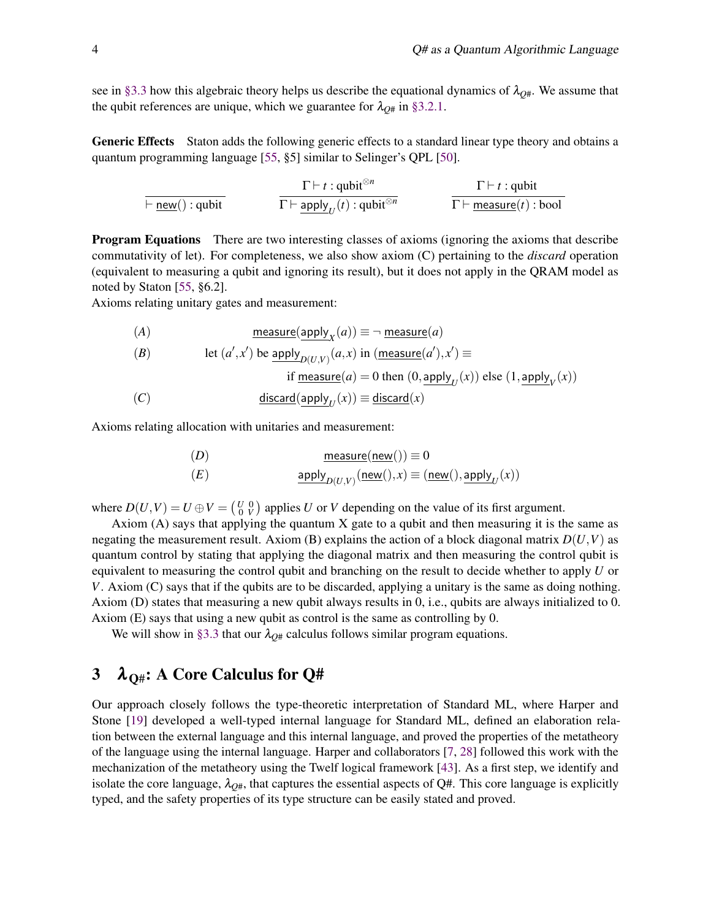see in §3.3 how this algebraic theory helps us describe the equational dynamics of $\lambda_{Q\#}$. We assume that the qubit references are unique, which we guarantee for $\lambda_{Q\#}$ in §3.2.1.

**Generic Effects** Staton adds the following generic effects to a standard linear type theory and obtains a quantum programming language [55, §5] similar to Selinger's QPL [50].

$$
\frac{}{\vdash \underline{\mathsf{new}}() : \text{qubit}}
\qquad
\frac{\Gamma \vdash t : \text{qubit}^{\otimes n}}{\Gamma \vdash \underline{\mathsf{apply}}_U(t) : \text{qubit}^{\otimes n}}
\qquad
\frac{\Gamma \vdash t : \text{qubit}}{\Gamma \vdash \underline{\mathsf{measure}}(t) : \text{bool}}
$$

**Program Equations** There are two interesting classes of axioms (ignoring the axioms that describe commutativity of let). For completeness, we also show axiom (C) pertaining to the *discard* operation (equivalent to measuring a qubit and ignoring its result), but it does not apply in the QRAM model as noted by Staton [55, §6.2].

Axioms relating unitary gates and measurement:

$$
\begin{aligned}
&(A) && \underline{\mathsf{measure}}(\underline{\mathsf{apply}}_X(a)) \equiv \neg\, \underline{\mathsf{measure}}(a) \\
&(B) && \text{let } (a', x') \text{ be } \underline{\mathsf{apply}}_{D(U,V)}(a, x) \text{ in } (\underline{\mathsf{measure}}(a'), x') \equiv \\
& && \qquad \text{if } \underline{\mathsf{measure}}(a) = 0 \text{ then } (0, \underline{\mathsf{apply}}_U(x)) \text{ else } (1, \underline{\mathsf{apply}}_V(x)) \\
&(C) && \underline{\mathsf{discard}}(\underline{\mathsf{apply}}_U(x)) \equiv \underline{\mathsf{discard}}(x)
\end{aligned}
$$

Axioms relating allocation with unitaries and measurement:

$$
\begin{aligned}
&(D) && \underline{\mathsf{measure}}(\underline{\mathsf{new}}()) \equiv 0 \\
&(E) && \underline{\mathsf{apply}}_{D(U,V)}(\underline{\mathsf{new}}(), x) \equiv (\underline{\mathsf{new}}(), \underline{\mathsf{apply}}_U(x))
\end{aligned}
$$

where $D(U,V) = U \oplus V = \left(\begin{smallmatrix} U & 0 \\ 0 & V \end{smallmatrix}\right)$ applies $U$ or $V$ depending on the value of its first argument.

Axiom (A) says that applying the quantum X gate to a qubit and then measuring it is the same as negating the measurement result. Axiom (B) explains the action of a block diagonal matrix $D(U,V)$ as quantum control by stating that applying the diagonal matrix and then measuring the control qubit is equivalent to measuring the control qubit and branching on the result to decide whether to apply $U$ or $V$. Axiom (C) says that if the qubits are to be discarded, applying a unitary is the same as doing nothing. Axiom (D) states that measuring a new qubit always results in 0, i.e., qubits are always initialized to 0. Axiom (E) says that using a new qubit as control is the same as controlling by 0.

We will show in §3.3 that our $\lambda_{Q\#}$ calculus follows similar program equations.

# 3 $\lambda_{Q\#}$: A Core Calculus for Q#

Our approach closely follows the type-theoretic interpretation of Standard ML, where Harper and Stone [19] developed a well-typed internal language for Standard ML, defined an elaboration relation between the external language and this internal language, and proved the properties of the metatheory of the language using the internal language. Harper and collaborators [7, 28] followed this work with the mechanization of the metatheory using the Twelf logical framework [43]. As a first step, we identify and isolate the core language, $\lambda_{Q\#}$, that captures the essential aspects of Q#. This core language is explicitly typed, and the safety properties of its type structure can be easily stated and proved.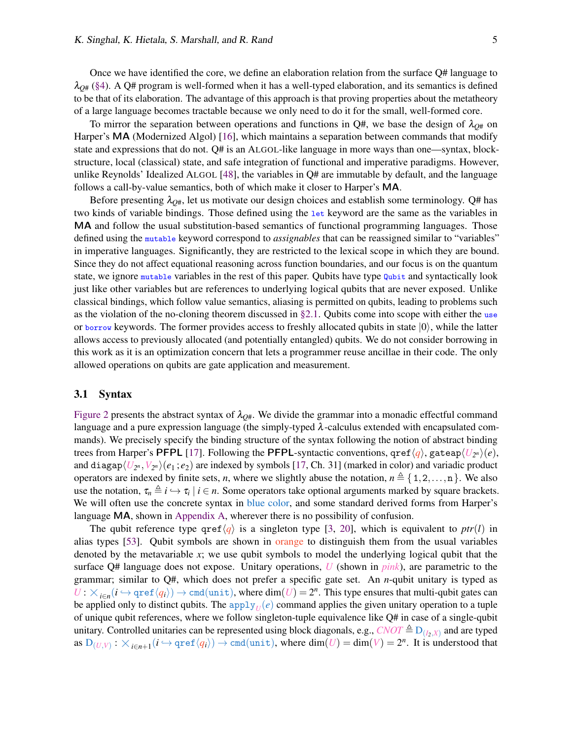Once we have identified the core, we define an elaboration relation from the surface Q# language to $\lambda_{Q\#}$ (§4). A Q# program is well-formed when it has a well-typed elaboration, and its semantics is defined to be that of its elaboration. The advantage of this approach is that proving properties about the metatheory of a large language becomes tractable because we only need to do it for the small, well-formed core.

To mirror the separation between operations and functions in Q#, we base the design of $\lambda_{Q\#}$ on Harper's **MA** (Modernized Algol) [16], which maintains a separation between commands that modify state and expressions that do not. Q# is an ALGOL-like language in more ways than one—syntax, block-structure, local (classical) state, and safe integration of functional and imperative paradigms. However, unlike Reynolds' Idealized ALGOL [48], the variables in Q# are immutable by default, and the language follows a call-by-value semantics, both of which make it closer to Harper's **MA**.

Before presenting $\lambda_{Q\#}$, let us motivate our design choices and establish some terminology. Q# has two kinds of variable bindings. Those defined using the `let` keyword are the same as the variables in **MA** and follow the usual substitution-based semantics of functional programming languages. Those defined using the `mutable` keyword correspond to *assignables* that can be reassigned similar to "variables" in imperative languages. Significantly, they are restricted to the lexical scope in which they are bound. Since they do not affect equational reasoning across function boundaries, and our focus is on the quantum state, we ignore `mutable` variables in the rest of this paper. Qubits have type `Qubit` and syntactically look just like other variables but are references to underlying logical qubits that are never exposed. Unlike classical bindings, which follow value semantics, aliasing is permitted on qubits, leading to problems such as the violation of the no-cloning theorem discussed in §2.1. Qubits come into scope with either the `use` or `borrow` keywords. The former provides access to freshly allocated qubits in state $|0\rangle$, while the latter allows access to previously allocated (and potentially entangled) qubits. We do not consider borrowing in this work as it is an optimization concern that lets a programmer reuse ancillae in their code. The only allowed operations on qubits are gate application and measurement.

## 3.1 Syntax

Figure 2 presents the abstract syntax of $\lambda_{Q\#}$. We divide the grammar into a monadic effectful command language and a pure expression language (the simply-typed $\lambda$-calculus extended with encapsulated commands). We precisely specify the binding structure of the syntax following the notion of abstract binding trees from Harper's **PFPL** [17]. Following the **PFPL**-syntactic conventions, $\mathtt{qref}\langle q\rangle$, $\mathtt{gateap}\langle U_{2^n}\rangle(e)$, and $\mathtt{diagap}\langle U_{2^n}, V_{2^n}\rangle(e_1\,;e_2)$ are indexed by symbols [17, Ch. 31] (marked in color) and variadic product operators are indexed by finite sets, $n$, where we slightly abuse the notation, $n \triangleq \{1,2,\ldots,\mathtt{n}\}$. We also use the notation, $\tau_n \triangleq i \hookrightarrow \tau_i \mid i \in n$. Some operators take optional arguments marked by square brackets. We will often use the concrete syntax in blue color, and some standard derived forms from Harper's language **MA**, shown in Appendix A, wherever there is no possibility of confusion.

The qubit reference type $\mathtt{qref}\langle q\rangle$ is a singleton type [3, 20], which is equivalent to $ptr(l)$ in alias types [53]. Qubit symbols are shown in orange to distinguish them from the usual variables denoted by the metavariable $x$; we use qubit symbols to model the underlying logical qubit that the surface Q# language does not expose. Unitary operations, $U$ (shown in *pink*), are parametric to the grammar; similar to Q#, which does not prefer a specific gate set. An $n$-qubit unitary is typed as $U : \times_{i\in n}(i \hookrightarrow \mathtt{qref}\langle q_i\rangle) \rightarrow \mathtt{cmd}(\mathtt{unit})$, where $\dim(U) = 2^n$. This type ensures that multi-qubit gates can be applied only to distinct qubits. The $\mathtt{apply}_U(e)$ command applies the given unitary operation to a tuple of unique qubit references, where we follow singleton-tuple equivalence like Q# in case of a single-qubit unitary. Controlled unitaries can be represented using block diagonals, e.g., $CNOT \triangleq \mathrm{D}_{(I_2,X)}$ and are typed as $\mathrm{D}_{(U,V)} : \times_{i\in n+1}(i \hookrightarrow \mathtt{qref}\langle q_i\rangle) \rightarrow \mathtt{cmd}(\mathtt{unit})$, where $\dim(U) = \dim(V) = 2^n$. It is understood that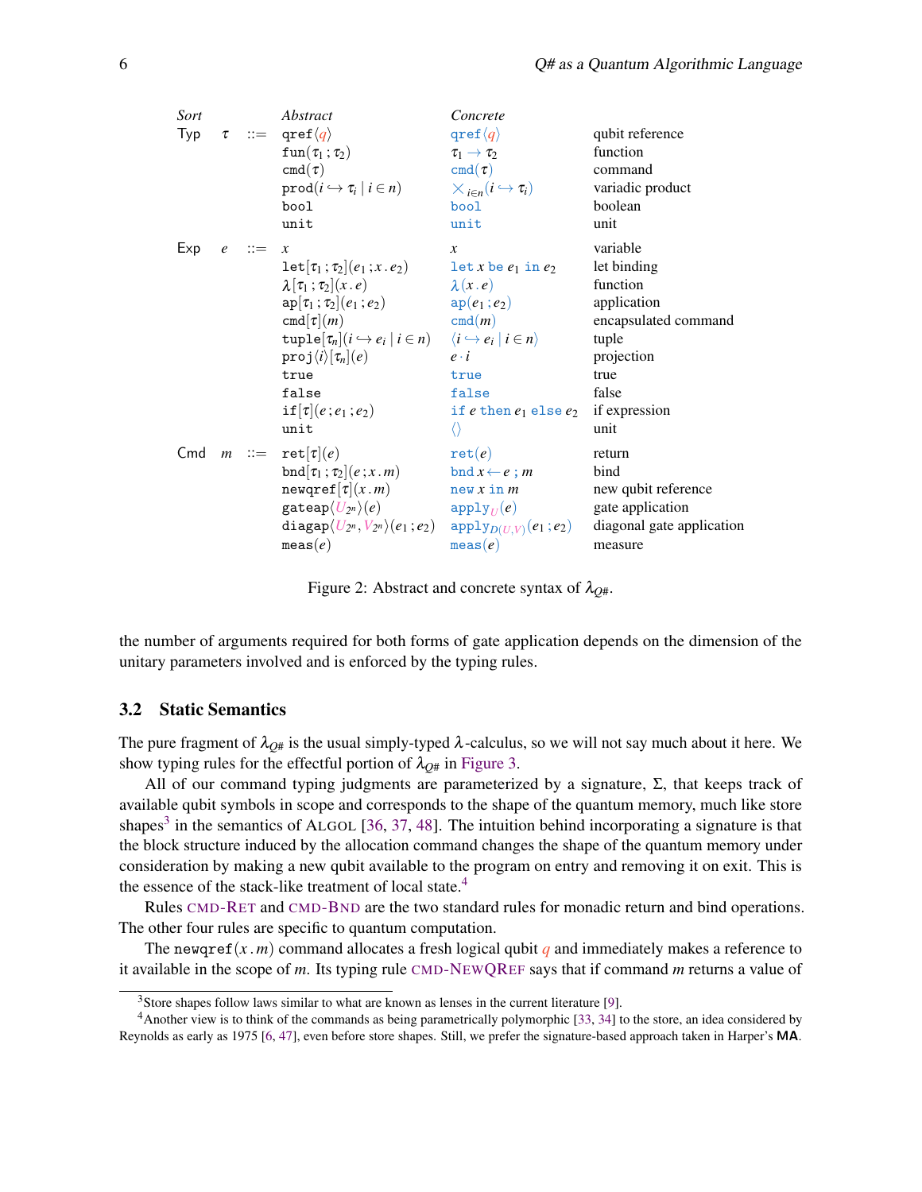| Sort | | | Abstract | Concrete | |
|---|---|---|---|---|---|
| Typ | $\tau$ | $::=$ | $\mathtt{qref}\langle q\rangle$ | $\mathtt{qref}\langle q\rangle$ | qubit reference |
| | | | $\mathtt{fun}(\tau_1\,;\tau_2)$ | $\tau_1 \rightarrow \tau_2$ | function |
| | | | $\mathtt{cmd}(\tau)$ | $\mathtt{cmd}(\tau)$ | command |
| | | | $\mathtt{prod}(i \hookrightarrow \tau_i \mid i \in n)$ | $\times_{i\in n}(i \hookrightarrow \tau_i)$ | variadic product |
| | | | $\mathtt{bool}$ | $\mathtt{bool}$ | boolean |
| | | | $\mathtt{unit}$ | $\mathtt{unit}$ | unit |
| Exp | $e$ | $::=$ | $x$ | $x$ | variable |
| | | | $\mathtt{let}[\tau_1\,;\tau_2](e_1\,;x\,.\,e_2)$ | $\mathtt{let}\ x\ \mathtt{be}\ e_1\ \mathtt{in}\ e_2$ | let binding |
| | | | $\lambda[\tau_1\,;\tau_2](x\,.\,e)$ | $\lambda(x\,.\,e)$ | function |
| | | | $\mathtt{ap}[\tau_1\,;\tau_2](e_1\,;e_2)$ | $\mathtt{ap}(e_1\,;e_2)$ | application |
| | | | $\mathtt{cmd}[\tau](m)$ | $\mathtt{cmd}(m)$ | encapsulated command |
| | | | $\mathtt{tuple}[\tau_n](i \hookrightarrow e_i \mid i \in n)$ | $\langle i \hookrightarrow e_i \mid i \in n\rangle$ | tuple |
| | | | $\mathtt{proj}\langle i\rangle[\tau_n](e)$ | $e \cdot i$ | projection |
| | | | $\mathtt{true}$ | $\mathtt{true}$ | true |
| | | | $\mathtt{false}$ | $\mathtt{false}$ | false |
| | | | $\mathtt{if}[\tau](e\,;e_1\,;e_2)$ | $\mathtt{if}\ e\ \mathtt{then}\ e_1\ \mathtt{else}\ e_2$ | if expression |
| | | | $\mathtt{unit}$ | $\langle\rangle$ | unit |
| Cmd | $m$ | $::=$ | $\mathtt{ret}[\tau](e)$ | $\mathtt{ret}(e)$ | return |
| | | | $\mathtt{bnd}[\tau_1\,;\tau_2](e\,;x\,.\,m)$ | $\mathtt{bnd}\ x \leftarrow e\ ;\ m$ | bind |
| | | | $\mathtt{newqref}[\tau](x\,.\,m)$ | $\mathtt{new}\ x\ \mathtt{in}\ m$ | new qubit reference |
| | | | $\mathtt{gateap}\langle U_{2^n}\rangle(e)$ | $\mathtt{apply}_U(e)$ | gate application |
| | | | $\mathtt{diagap}\langle U_{2^n}, V_{2^n}\rangle(e_1\,;e_2)$ | $\mathtt{apply}_{D(U,V)}(e_1\,;e_2)$ | diagonal gate application |
| | | | $\mathtt{meas}(e)$ | $\mathtt{meas}(e)$ | measure |

Figure 2: Abstract and concrete syntax of $\lambda_{Q\#}$.

the number of arguments required for both forms of gate application depends on the dimension of the unitary parameters involved and is enforced by the typing rules.

### 3.2 Static Semantics

The pure fragment of $\lambda_{Q\#}$ is the usual simply-typed $\lambda$-calculus, so we will not say much about it here. We show typing rules for the effectful portion of $\lambda_{Q\#}$ in Figure 3.

All of our command typing judgments are parameterized by a signature, $\Sigma$, that keeps track of available qubit symbols in scope and corresponds to the shape of the quantum memory, much like store shapes[3] in the semantics of ALGOL [36, 37, 48]. The intuition behind incorporating a signature is that the block structure induced by the allocation command changes the shape of the quantum memory under consideration by making a new qubit available to the program on entry and removing it on exit. This is the essence of the stack-like treatment of local state.[4]

Rules CMD-RET and CMD-BND are the two standard rules for monadic return and bind operations. The other four rules are specific to quantum computation.

The $\mathtt{newqref}(x\,.\,m)$ command allocates a fresh logical qubit $q$ and immediately makes a reference to it available in the scope of $m$. Its typing rule CMD-NEWQREF says that if command $m$ returns a value of

[3] Store shapes follow laws similar to what are known as lenses in the current literature [9].

[4] Another view is to think of the commands as being parametrically polymorphic [33, 34] to the store, an idea considered by Reynolds as early as 1975 [6, 47], even before store shapes. Still, we prefer the signature-based approach taken in Harper's **MA**.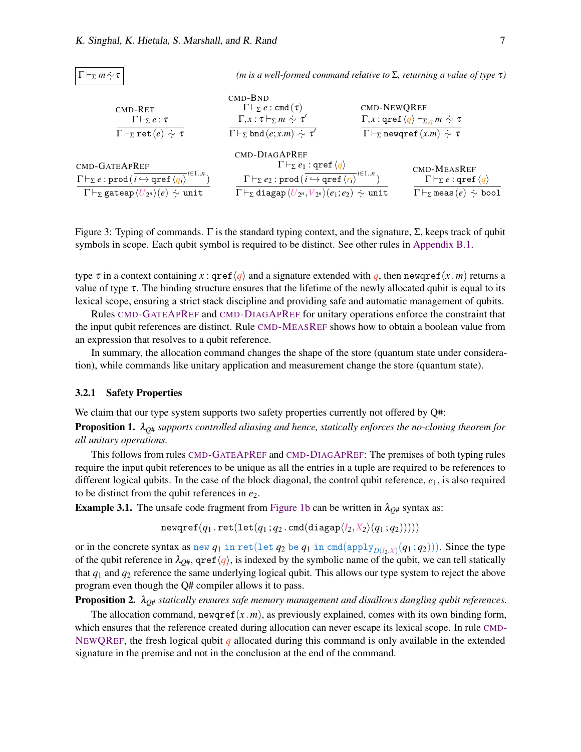$\boxed{\Gamma \vdash_\Sigma m \dot{\sim} \tau}$ *(m is a well-formed command relative to Σ, returning a value of type τ)*

$$\textsc{cmd-Ret}\ \frac{\Gamma \vdash_\Sigma e : \tau}{\Gamma \vdash_\Sigma \texttt{ret}(e) \dot{\sim} \tau} \qquad \textsc{cmd-Bnd}\ \frac{\Gamma \vdash_\Sigma e : \texttt{cmd}(\tau) \quad \Gamma, x : \tau \vdash_\Sigma m \dot{\sim} \tau'}{\Gamma \vdash_\Sigma \texttt{bnd}(e; x.m) \dot{\sim} \tau'} \qquad \textsc{cmd-NewQRef}\ \frac{\Gamma, x : \texttt{qref}\langle q \rangle \vdash_{\Sigma, q} m \dot{\sim} \tau}{\Gamma \vdash_\Sigma \texttt{newqref}(x.m) \dot{\sim} \tau}$$

$$\textsc{cmd-GateApRef}\ \frac{\Gamma \vdash_\Sigma e : \texttt{prod}(\overline{i \hookrightarrow \texttt{qref}\langle q_i \rangle}^{i \in 1..n})}{\Gamma \vdash_\Sigma \texttt{gateap}\langle U_{2^n} \rangle(e) \dot{\sim} \texttt{unit}} \qquad \textsc{cmd-DiagApRef}\ \frac{\Gamma \vdash_\Sigma e_1 : \texttt{qref}\langle q \rangle \quad \Gamma \vdash_\Sigma e_2 : \texttt{prod}(\overline{i \hookrightarrow \texttt{qref}\langle r_i \rangle}^{i \in 1..n})}{\Gamma \vdash_\Sigma \texttt{diagap}\langle U_{2^n}, V_{2^n} \rangle(e_1; e_2) \dot{\sim} \texttt{unit}} \qquad \textsc{cmd-MeasRef}\ \frac{\Gamma \vdash_\Sigma e : \texttt{qref}\langle q \rangle}{\Gamma \vdash_\Sigma \texttt{meas}(e) \dot{\sim} \texttt{bool}}$$

Figure 3: Typing of commands. Γ is the standard typing context, and the signature, Σ, keeps track of qubit symbols in scope. Each qubit symbol is required to be distinct. See other rules in Appendix B.1.

type $\tau$ in a context containing $x : \texttt{qref}\langle q \rangle$ and a signature extended with $q$, then $\texttt{newqref}(x.m)$ returns a value of type $\tau$. The binding structure ensures that the lifetime of the newly allocated qubit is equal to its lexical scope, ensuring a strict stack discipline and providing safe and automatic management of qubits.

Rules CMD-GATEAPREF and CMD-DIAGAPREF for unitary operations enforce the constraint that the input qubit references are distinct. Rule CMD-MEASREF shows how to obtain a boolean value from an expression that resolves to a qubit reference.

In summary, the allocation command changes the shape of the store (quantum state under consideration), while commands like unitary application and measurement change the store (quantum state).

### 3.2.1 Safety Properties

We claim that our type system supports two safety properties currently not offered by Q#:

**Proposition 1.** *$\lambda_{Q\#}$ supports controlled aliasing and hence, statically enforces the no-cloning theorem for all unitary operations.*

This follows from rules CMD-GATEAPREF and CMD-DIAGAPREF: The premises of both typing rules require the input qubit references to be unique as all the entries in a tuple are required to be references to different logical qubits. In the case of the block diagonal, the control qubit reference, $e_1$, is also required to be distinct from the qubit references in $e_2$.

**Example 3.1.** The unsafe code fragment from Figure 1b can be written in $\lambda_{Q\#}$ syntax as:

$$\texttt{newqref}(q_1 . \texttt{ret}(\texttt{let}(q_1 ; q_2 . \texttt{cmd}(\texttt{diagap}\langle I_2, X_2 \rangle(q_1 ; q_2)))))$$

or in the concrete syntax as $\texttt{new}\ q_1\ \texttt{in ret(let}\ q_2\ \texttt{be}\ q_1\ \texttt{in cmd(apply}_{D(I_2,X)}(q_1 ; q_2)))$. Since the type of the qubit reference in $\lambda_{Q\#}$, $\texttt{qref}\langle q \rangle$, is indexed by the symbolic name of the qubit, we can tell statically that $q_1$ and $q_2$ reference the same underlying logical qubit. This allows our type system to reject the above program even though the Q# compiler allows it to pass.

**Proposition 2.** *$\lambda_{Q\#}$ statically ensures safe memory management and disallows dangling qubit references.*

The allocation command, $\texttt{newqref}(x.m)$, as previously explained, comes with its own binding form, which ensures that the reference created during allocation can never escape its lexical scope. In rule CMD-NEWQREF, the fresh logical qubit $q$ allocated during this command is only available in the extended signature in the premise and not in the conclusion at the end of the command.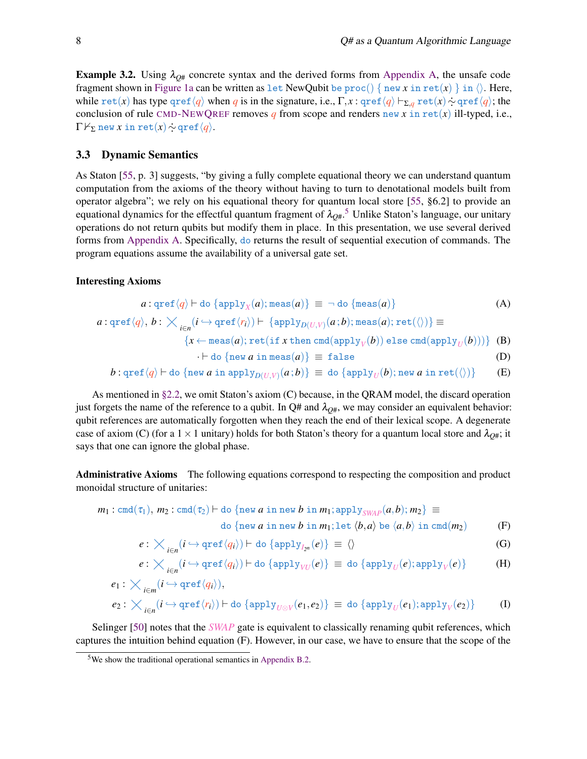**Example 3.2.** Using $\lambda_{Q\#}$ concrete syntax and the derived forms from Appendix A, the unsafe code fragment shown in Figure 1a can be written as $\texttt{let}$ NewQubit $\texttt{be proc()}$ { $\texttt{new}$ $x$ $\texttt{in ret}(x)$ } $\texttt{in}$ $\langle\rangle$. Here, while $\texttt{ret}(x)$ has type $\texttt{qref}\langle q\rangle$ when $q$ is in the signature, i.e., $\Gamma, x : \texttt{qref}\langle q\rangle \vdash_{\Sigma,q} \texttt{ret}(x) \dot{\sim} \texttt{qref}\langle q\rangle$; the conclusion of rule CMD-NEWQREF removes $q$ from scope and renders $\texttt{new}\ x\ \texttt{in ret}(x)$ ill-typed, i.e., $\Gamma \nvdash_{\Sigma} \texttt{new}\ x\ \texttt{in ret}(x) \dot{\sim} \texttt{qref}\langle q\rangle$.

## 3.3 Dynamic Semantics

As Staton [55, p. 3] suggests, "by giving a fully complete equational theory we can understand quantum computation from the axioms of the theory without having to turn to denotational models built from operator algebra"; we rely on his equational theory for quantum local store [55, §6.2] to provide an equational dynamics for the effectful quantum fragment of $\lambda_{Q\#}$.[5] Unlike Staton's language, our unitary operations do not return qubits but modify them in place. In this presentation, we use several derived forms from Appendix A. Specifically, $\texttt{do}$ returns the result of sequential execution of commands. The program equations assume the availability of a universal gate set.

### Interesting Axioms

$$a : \texttt{qref}\langle q\rangle \vdash \texttt{do}\ \{\texttt{apply}_X(a); \texttt{meas}(a)\} \ \equiv\ \neg\ \texttt{do}\ \{\texttt{meas}(a)\} \tag{A}$$

$$a : \texttt{qref}\langle q\rangle,\ b : \bigtimes_{i\in n}(i \hookrightarrow \texttt{qref}\langle r_i\rangle) \vdash \{\texttt{apply}_{D(U,V)}(a\,;b); \texttt{meas}(a); \texttt{ret}(\langle\rangle)\} \equiv$$
$$\{x \leftarrow \texttt{meas}(a); \texttt{ret}(\texttt{if}\ x\ \texttt{then cmd}(\texttt{apply}_V(b))\ \texttt{else cmd}(\texttt{apply}_U(b)))\} \tag{B}$$

$$\cdot \vdash \texttt{do}\ \{\texttt{new}\ a\ \texttt{in meas}(a)\} \ \equiv\ \texttt{false} \tag{D}$$

$$b : \texttt{qref}\langle q\rangle \vdash \texttt{do}\ \{\texttt{new}\ a\ \texttt{in apply}_{D(U,V)}(a\,;b)\} \ \equiv\ \texttt{do}\ \{\texttt{apply}_U(b); \texttt{new}\ a\ \texttt{in ret}(\langle\rangle)\} \tag{E}$$

As mentioned in §2.2, we omit Staton's axiom (C) because, in the QRAM model, the discard operation just forgets the name of the reference to a qubit. In Q# and $\lambda_{Q\#}$, we may consider an equivalent behavior: qubit references are automatically forgotten when they reach the end of their lexical scope. A degenerate case of axiom (C) (for a $1\times 1$ unitary) holds for both Staton's theory for a quantum local store and $\lambda_{Q\#}$; it says that one can ignore the global phase.

**Administrative Axioms** The following equations correspond to respecting the composition and product monoidal structure of unitaries:

$$m_1 : \texttt{cmd}(\tau_1),\ m_2 : \texttt{cmd}(\tau_2) \vdash \texttt{do}\ \{\texttt{new}\ a\ \texttt{in new}\ b\ \texttt{in}\ m_1; \texttt{apply}_{SWAP}(a,b); m_2\} \ \equiv$$
$$\texttt{do}\ \{\texttt{new}\ a\ \texttt{in new}\ b\ \texttt{in}\ m_1; \texttt{let}\ \langle b,a\rangle\ \texttt{be}\ \langle a,b\rangle\ \texttt{in cmd}(m_2) \tag{F}$$

$$e : \bigtimes_{i\in n}(i \hookrightarrow \texttt{qref}\langle q_i\rangle) \vdash \texttt{do}\ \{\texttt{apply}_{I_{2^n}}(e)\} \ \equiv\ \langle\rangle \tag{G}$$

$$e : \bigtimes_{i\in n}(i \hookrightarrow \texttt{qref}\langle q_i\rangle) \vdash \texttt{do}\ \{\texttt{apply}_{VU}(e)\} \ \equiv\ \texttt{do}\ \{\texttt{apply}_U(e); \texttt{apply}_V(e)\} \tag{H}$$

$$e_1 : \bigtimes_{i\in m}(i \hookrightarrow \texttt{qref}\langle q_i\rangle),$$
$$e_2 : \bigtimes_{i\in n}(i \hookrightarrow \texttt{qref}\langle r_i\rangle) \vdash \texttt{do}\ \{\texttt{apply}_{U\otimes V}(e_1,e_2)\} \ \equiv\ \texttt{do}\ \{\texttt{apply}_U(e_1); \texttt{apply}_V(e_2)\} \tag{I}$$

Selinger [50] notes that the *SWAP* gate is equivalent to classically renaming qubit references, which captures the intuition behind equation (F). However, in our case, we have to ensure that the scope of the

[5] We show the traditional operational semantics in Appendix B.2.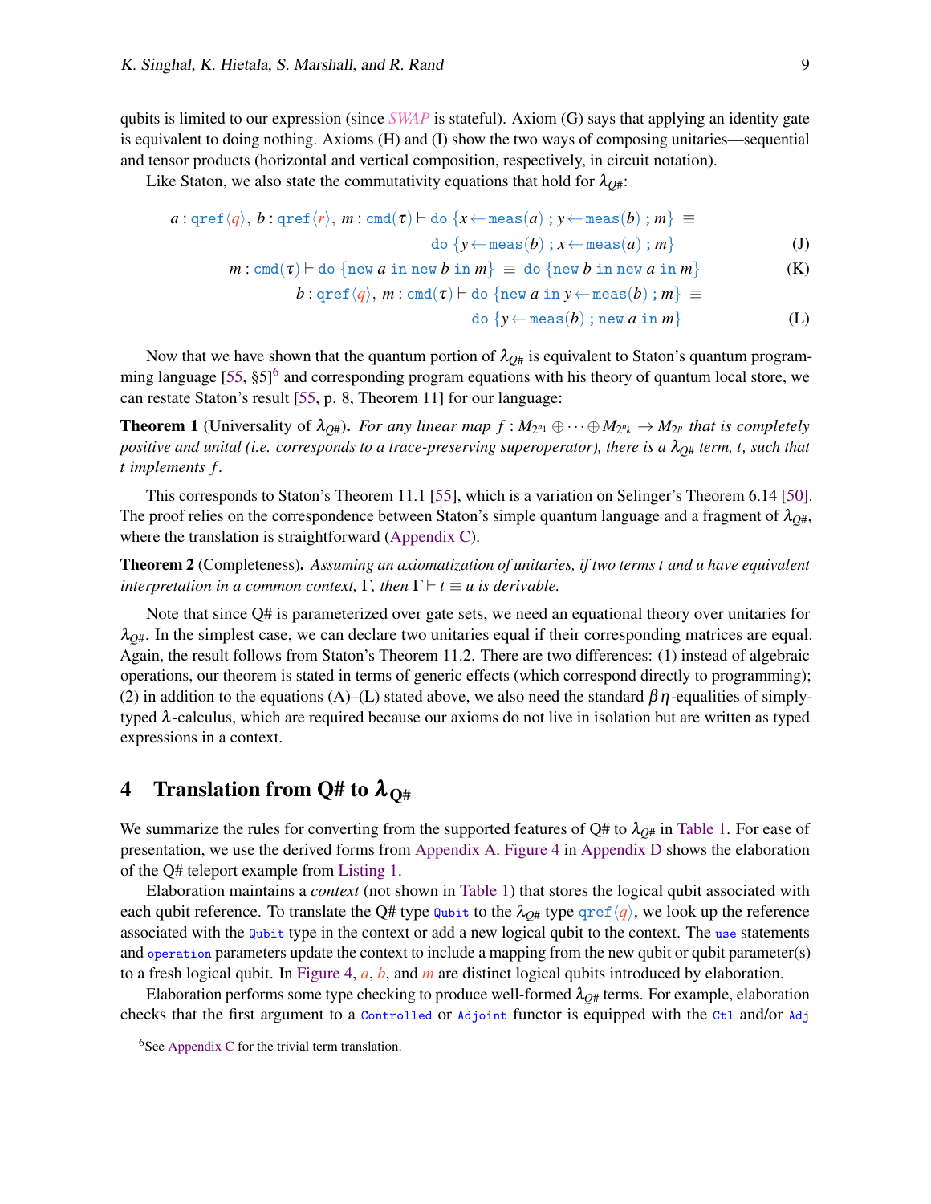qubits is limited to our expression (since *SWAP* is stateful). Axiom (G) says that applying an identity gate is equivalent to doing nothing. Axioms (H) and (I) show the two ways of composing unitaries—sequential and tensor products (horizontal and vertical composition, respectively, in circuit notation).

Like Staton, we also state the commutativity equations that hold for $\lambda_{Q\#}$:

$$a : \mathtt{qref}\langle q\rangle,\ b : \mathtt{qref}\langle r\rangle,\ m : \mathtt{cmd}(\tau) \vdash \mathtt{do}\ \{x \leftarrow \mathtt{meas}(a)\ ;\ y \leftarrow \mathtt{meas}(b)\ ;\ m\} \equiv \mathtt{do}\ \{y \leftarrow \mathtt{meas}(b)\ ;\ x \leftarrow \mathtt{meas}(a)\ ;\ m\} \quad \text{(J)}$$

$$m : \mathtt{cmd}(\tau) \vdash \mathtt{do}\ \{\mathtt{new}\ a\ \mathtt{in}\ \mathtt{new}\ b\ \mathtt{in}\ m\} \equiv \mathtt{do}\ \{\mathtt{new}\ b\ \mathtt{in}\ \mathtt{new}\ a\ \mathtt{in}\ m\} \quad \text{(K)}$$

$$b : \mathtt{qref}\langle q\rangle,\ m : \mathtt{cmd}(\tau) \vdash \mathtt{do}\ \{\mathtt{new}\ a\ \mathtt{in}\ y \leftarrow \mathtt{meas}(b)\ ;\ m\} \equiv \mathtt{do}\ \{y \leftarrow \mathtt{meas}(b)\ ;\ \mathtt{new}\ a\ \mathtt{in}\ m\} \quad \text{(L)}$$

Now that we have shown that the quantum portion of $\lambda_{Q\#}$ is equivalent to Staton's quantum programming language [55, §5][6] and corresponding program equations with his theory of quantum local store, we can restate Staton's result [55, p. 8, Theorem 11] for our language:

**Theorem 1** (Universality of $\lambda_{Q\#}$)**.** *For any linear map $f : M_{2^{n_1}} \oplus \cdots \oplus M_{2^{n_k}} \to M_{2^p}$ that is completely positive and unital (i.e. corresponds to a trace-preserving superoperator), there is a $\lambda_{Q\#}$ term, $t$, such that $t$ implements $f$.*

This corresponds to Staton's Theorem 11.1 [55], which is a variation on Selinger's Theorem 6.14 [50]. The proof relies on the correspondence between Staton's simple quantum language and a fragment of $\lambda_{Q\#}$, where the translation is straightforward (Appendix C).

**Theorem 2** (Completeness)**.** *Assuming an axiomatization of unitaries, if two terms $t$ and $u$ have equivalent interpretation in a common context, $\Gamma$, then $\Gamma \vdash t \equiv u$ is derivable.*

Note that since Q# is parameterized over gate sets, we need an equational theory over unitaries for $\lambda_{Q\#}$. In the simplest case, we can declare two unitaries equal if their corresponding matrices are equal. Again, the result follows from Staton's Theorem 11.2. There are two differences: (1) instead of algebraic operations, our theorem is stated in terms of generic effects (which correspond directly to programming); (2) in addition to the equations (A)–(L) stated above, we also need the standard $\beta\eta$-equalities of simply-typed $\lambda$-calculus, which are required because our axioms do not live in isolation but are written as typed expressions in a context.

## 4 Translation from Q# to $\lambda_{Q\#}$

We summarize the rules for converting from the supported features of Q# to $\lambda_{Q\#}$ in Table 1. For ease of presentation, we use the derived forms from Appendix A. Figure 4 in Appendix D shows the elaboration of the Q# teleport example from Listing 1.

Elaboration maintains a *context* (not shown in Table 1) that stores the logical qubit associated with each qubit reference. To translate the Q# type `Qubit` to the $\lambda_{Q\#}$ type $\mathtt{qref}\langle q\rangle$, we look up the reference associated with the `Qubit` type in the context or add a new logical qubit to the context. The `use` statements and `operation` parameters update the context to include a mapping from the new qubit or qubit parameter(s) to a fresh logical qubit. In Figure 4, $a$, $b$, and $m$ are distinct logical qubits introduced by elaboration.

Elaboration performs some type checking to produce well-formed $\lambda_{Q\#}$ terms. For example, elaboration checks that the first argument to a `Controlled` or `Adjoint` functor is equipped with the `Ctl` and/or `Adj`

[6] See Appendix C for the trivial term translation.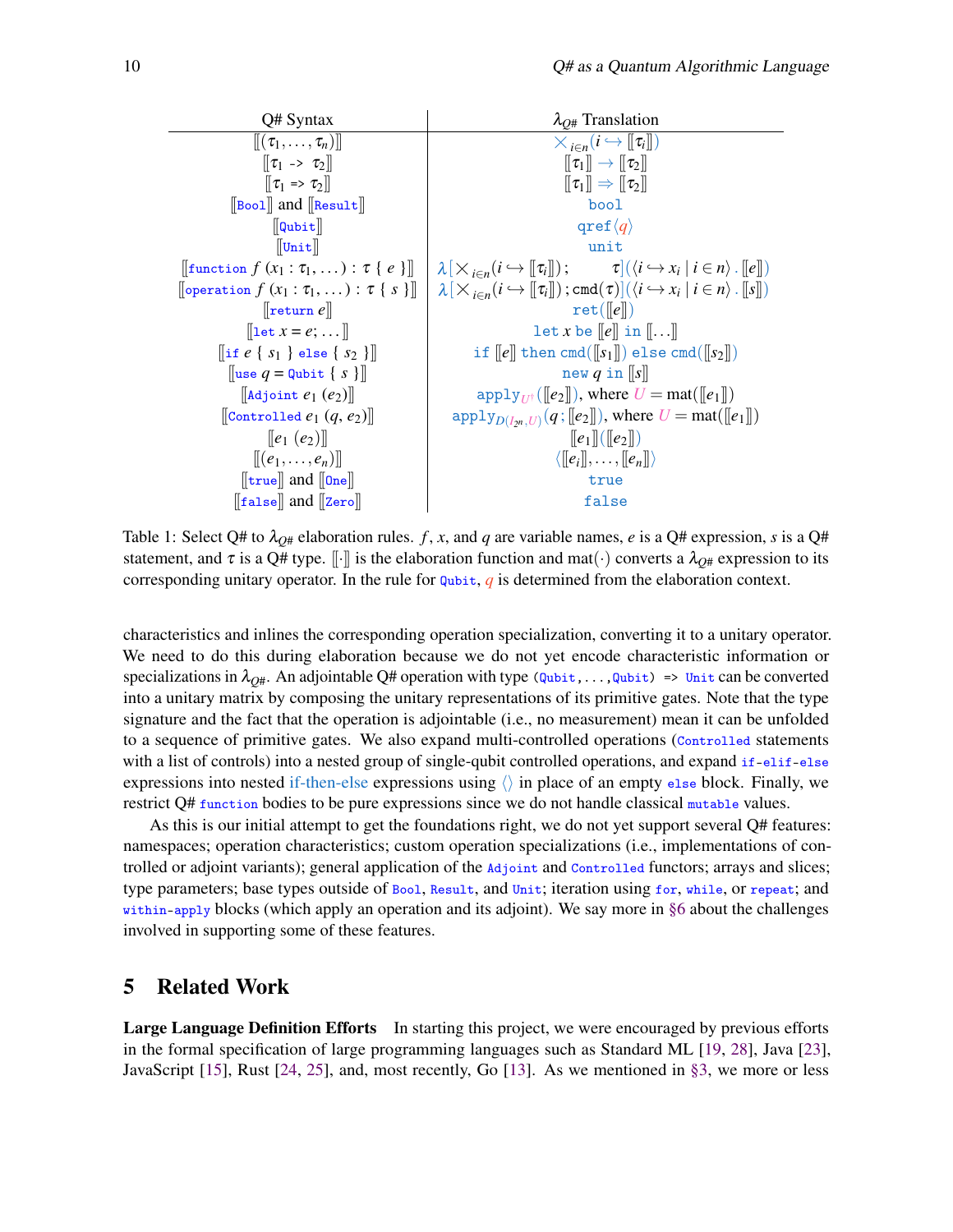| Q# Syntax | $\lambda_{Q\#}$ Translation |
|---|---|
| $[\![(\tau_1,\ldots,\tau_n)]\!]$ | $\bigtimes_{i\in n}(i \hookrightarrow [\![\tau_i]\!])$ |
| $[\![\tau_1$ `->` $\tau_2]\!]$ | $[\![\tau_1]\!] \rightarrow [\![\tau_2]\!]$ |
| $[\![\tau_1$ `=>` $\tau_2]\!]$ | $[\![\tau_1]\!] \Rightarrow [\![\tau_2]\!]$ |
| $[\![$`Bool`$]\!]$ and $[\![$`Result`$]\!]$ | `bool` |
| $[\![$`Qubit`$]\!]$ | `qref`$\langle q\rangle$ |
| $[\![$`Unit`$]\!]$ | `unit` |
| $[\![$`function` $f\ (x_1:\tau_1,\ldots):\tau\ \{\ e\ \}]\!]$ | $\lambda[\bigtimes_{i\in n}(i \hookrightarrow [\![\tau_i]\!])\,;\quad \tau](\langle i \hookrightarrow x_i \mid i \in n\rangle\,.\,[\![e]\!])$ |
| $[\![$`operation` $f\ (x_1:\tau_1,\ldots):\tau\ \{\ s\ \}]\!]$ | $\lambda[\bigtimes_{i\in n}(i \hookrightarrow [\![\tau_i]\!])\,;\mathtt{cmd}(\tau)](\langle i \hookrightarrow x_i \mid i \in n\rangle\,.\,[\![s]\!])$ |
| $[\![$`return` $e]\!]$ | `ret`$([\![e]\!])$ |
| $[\![$`let` $x = e;\ldots]\!]$ | `let` $x$ `be` $[\![e]\!]$ `in` $[\![\ldots]\!]$ |
| $[\![$`if` $e\ \{\ s_1\ \}$ `else` $\{\ s_2\ \}]\!]$ | `if` $[\![e]\!]$ `then` `cmd`$([\![s_1]\!])$ `else` `cmd`$([\![s_2]\!])$ |
| $[\![$`use` $q =$ `Qubit` $\{\ s\ \}]\!]$ | `new` $q$ `in` $[\![s]\!]$ |
| $[\![$`Adjoint` $e_1\ (e_2)]\!]$ | $\mathtt{apply}_{U^\dagger}([\![e_2]\!])$, where $U = \mathrm{mat}([\![e_1]\!])$ |
| $[\![$`Controlled` $e_1\ (q, e_2)]\!]$ | $\mathtt{apply}_{D(I_{2^n},U)}(q\,;[\![e_2]\!])$, where $U = \mathrm{mat}([\![e_1]\!])$ |
| $[\![e_1\ (e_2)]\!]$ | $[\![e_1]\!]([\![e_2]\!])$ |
| $[\![(e_1,\ldots,e_n)]\!]$ | $\langle[\![e_i]\!],\ldots,[\![e_n]\!]\rangle$ |
| $[\![$`true`$]\!]$ and $[\![$`One`$]\!]$ | `true` |
| $[\![$`false`$]\!]$ and $[\![$`Zero`$]\!]$ | `false` |

Table 1: Select Q# to $\lambda_{Q\#}$ elaboration rules. $f$, $x$, and $q$ are variable names, $e$ is a Q# expression, $s$ is a Q# statement, and $\tau$ is a Q# type. $[\![\cdot]\!]$ is the elaboration function and $\mathrm{mat}(\cdot)$ converts a $\lambda_{Q\#}$ expression to its corresponding unitary operator. In the rule for `Qubit`, $q$ is determined from the elaboration context.

characteristics and inlines the corresponding operation specialization, converting it to a unitary operator. We need to do this during elaboration because we do not yet encode characteristic information or specializations in $\lambda_{Q\#}$. An adjointable Q# operation with type `(Qubit,...,Qubit) => Unit` can be converted into a unitary matrix by composing the unitary representations of its primitive gates. Note that the type signature and the fact that the operation is adjointable (i.e., no measurement) mean it can be unfolded to a sequence of primitive gates. We also expand multi-controlled operations (`Controlled` statements with a list of controls) into a nested group of single-qubit controlled operations, and expand `if-elif-else` expressions into nested if-then-else expressions using $\langle\rangle$ in place of an empty `else` block. Finally, we restrict Q# `function` bodies to be pure expressions since we do not handle classical `mutable` values.

As this is our initial attempt to get the foundations right, we do not yet support several Q# features: namespaces; operation characteristics; custom operation specializations (i.e., implementations of controlled or adjoint variants); general application of the `Adjoint` and `Controlled` functors; arrays and slices; type parameters; base types outside of `Bool`, `Result`, and `Unit`; iteration using `for`, `while`, or `repeat`; and `within-apply` blocks (which apply an operation and its adjoint). We say more in §6 about the challenges involved in supporting some of these features.

## 5 Related Work

**Large Language Definition Efforts** In starting this project, we were encouraged by previous efforts in the formal specification of large programming languages such as Standard ML [19, 28], Java [23], JavaScript [15], Rust [24, 25], and, most recently, Go [13]. As we mentioned in §3, we more or less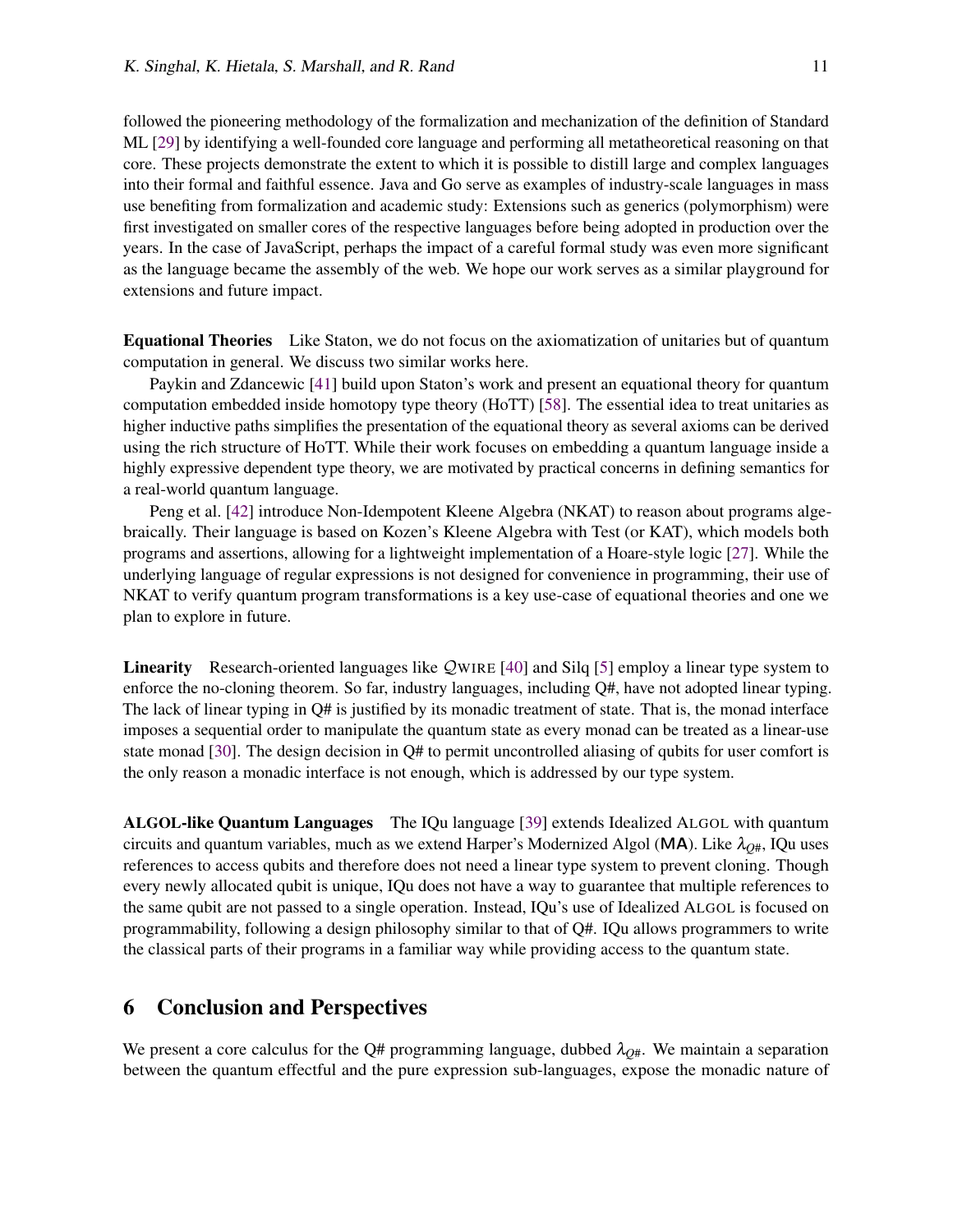followed the pioneering methodology of the formalization and mechanization of the definition of Standard ML [29] by identifying a well-founded core language and performing all metatheoretical reasoning on that core. These projects demonstrate the extent to which it is possible to distill large and complex languages into their formal and faithful essence. Java and Go serve as examples of industry-scale languages in mass use benefiting from formalization and academic study: Extensions such as generics (polymorphism) were first investigated on smaller cores of the respective languages before being adopted in production over the years. In the case of JavaScript, perhaps the impact of a careful formal study was even more significant as the language became the assembly of the web. We hope our work serves as a similar playground for extensions and future impact.

**Equational Theories** Like Staton, we do not focus on the axiomatization of unitaries but of quantum computation in general. We discuss two similar works here.

Paykin and Zdancewic [41] build upon Staton's work and present an equational theory for quantum computation embedded inside homotopy type theory (HoTT) [58]. The essential idea to treat unitaries as higher inductive paths simplifies the presentation of the equational theory as several axioms can be derived using the rich structure of HoTT. While their work focuses on embedding a quantum language inside a highly expressive dependent type theory, we are motivated by practical concerns in defining semantics for a real-world quantum language.

Peng et al. [42] introduce Non-Idempotent Kleene Algebra (NKAT) to reason about programs algebraically. Their language is based on Kozen's Kleene Algebra with Test (or KAT), which models both programs and assertions, allowing for a lightweight implementation of a Hoare-style logic [27]. While the underlying language of regular expressions is not designed for convenience in programming, their use of NKAT to verify quantum program transformations is a key use-case of equational theories and one we plan to explore in future.

**Linearity** Research-oriented languages like $\mathcal{Q}$WIRE [40] and Silq [5] employ a linear type system to enforce the no-cloning theorem. So far, industry languages, including Q#, have not adopted linear typing. The lack of linear typing in Q# is justified by its monadic treatment of state. That is, the monad interface imposes a sequential order to manipulate the quantum state as every monad can be treated as a linear-use state monad [30]. The design decision in Q# to permit uncontrolled aliasing of qubits for user comfort is the only reason a monadic interface is not enough, which is addressed by our type system.

**ALGOL-like Quantum Languages** The IQu language [39] extends Idealized ALGOL with quantum circuits and quantum variables, much as we extend Harper's Modernized Algol (**MA**). Like $\lambda_{Q\#}$, IQu uses references to access qubits and therefore does not need a linear type system to prevent cloning. Though every newly allocated qubit is unique, IQu does not have a way to guarantee that multiple references to the same qubit are not passed to a single operation. Instead, IQu's use of Idealized ALGOL is focused on programmability, following a design philosophy similar to that of Q#. IQu allows programmers to write the classical parts of their programs in a familiar way while providing access to the quantum state.

## 6 Conclusion and Perspectives

We present a core calculus for the Q# programming language, dubbed $\lambda_{Q\#}$. We maintain a separation between the quantum effectful and the pure expression sub-languages, expose the monadic nature of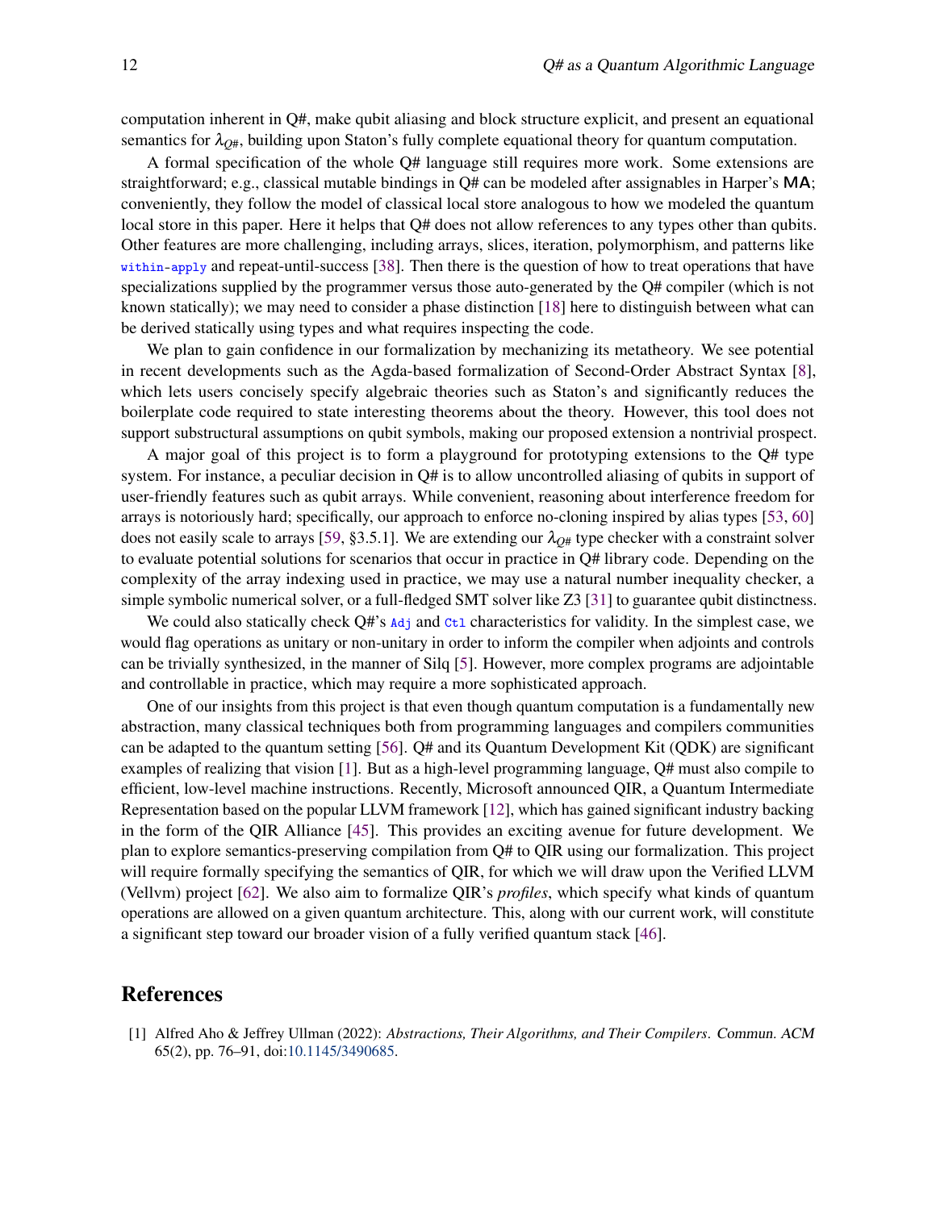computation inherent in Q#, make qubit aliasing and block structure explicit, and present an equational semantics for $\lambda_{Q\#}$, building upon Staton's fully complete equational theory for quantum computation.

A formal specification of the whole Q# language still requires more work. Some extensions are straightforward; e.g., classical mutable bindings in Q# can be modeled after assignables in Harper's **MA**; conveniently, they follow the model of classical local store analogous to how we modeled the quantum local store in this paper. Here it helps that Q# does not allow references to any types other than qubits. Other features are more challenging, including arrays, slices, iteration, polymorphism, and patterns like `within`-`apply` and repeat-until-success [38]. Then there is the question of how to treat operations that have specializations supplied by the programmer versus those auto-generated by the Q# compiler (which is not known statically); we may need to consider a phase distinction [18] here to distinguish between what can be derived statically using types and what requires inspecting the code.

We plan to gain confidence in our formalization by mechanizing its metatheory. We see potential in recent developments such as the Agda-based formalization of Second-Order Abstract Syntax [8], which lets users concisely specify algebraic theories such as Staton's and significantly reduces the boilerplate code required to state interesting theorems about the theory. However, this tool does not support substructural assumptions on qubit symbols, making our proposed extension a nontrivial prospect.

A major goal of this project is to form a playground for prototyping extensions to the Q# type system. For instance, a peculiar decision in Q# is to allow uncontrolled aliasing of qubits in support of user-friendly features such as qubit arrays. While convenient, reasoning about interference freedom for arrays is notoriously hard; specifically, our approach to enforce no-cloning inspired by alias types [53, 60] does not easily scale to arrays [59, §3.5.1]. We are extending our $\lambda_{Q\#}$ type checker with a constraint solver to evaluate potential solutions for scenarios that occur in practice in Q# library code. Depending on the complexity of the array indexing used in practice, we may use a natural number inequality checker, a simple symbolic numerical solver, or a full-fledged SMT solver like Z3 [31] to guarantee qubit distinctness.

We could also statically check Q#'s `Adj` and `Ctl` characteristics for validity. In the simplest case, we would flag operations as unitary or non-unitary in order to inform the compiler when adjoints and controls can be trivially synthesized, in the manner of Silq [5]. However, more complex programs are adjointable and controllable in practice, which may require a more sophisticated approach.

One of our insights from this project is that even though quantum computation is a fundamentally new abstraction, many classical techniques both from programming languages and compilers communities can be adapted to the quantum setting [56]. Q# and its Quantum Development Kit (QDK) are significant examples of realizing that vision [1]. But as a high-level programming language, Q# must also compile to efficient, low-level machine instructions. Recently, Microsoft announced QIR, a Quantum Intermediate Representation based on the popular LLVM framework [12], which has gained significant industry backing in the form of the QIR Alliance [45]. This provides an exciting avenue for future development. We plan to explore semantics-preserving compilation from Q# to QIR using our formalization. This project will require formally specifying the semantics of QIR, for which we will draw upon the Verified LLVM (Vellvm) project [62]. We also aim to formalize QIR's *profiles*, which specify what kinds of quantum operations are allowed on a given quantum architecture. This, along with our current work, will constitute a significant step toward our broader vision of a fully verified quantum stack [46].

## References

[1] Alfred Aho & Jeffrey Ullman (2022): *Abstractions, Their Algorithms, and Their Compilers*. Commun. ACM 65(2), pp. 76–91, doi:10.1145/3490685.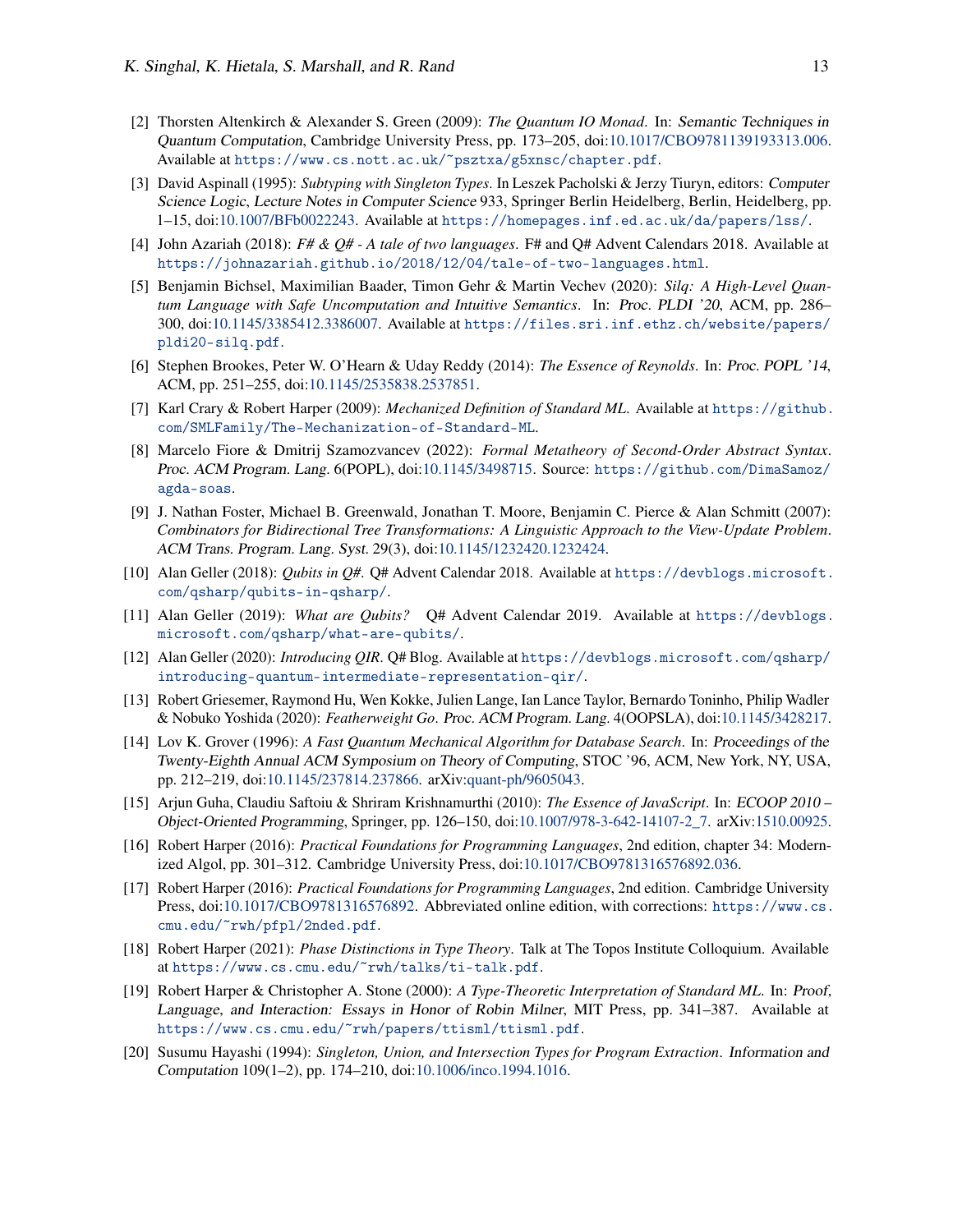[2] Thorsten Altenkirch & Alexander S. Green (2009): *The Quantum IO Monad*. In: *Semantic Techniques in Quantum Computation*, Cambridge University Press, pp. 173–205, doi:10.1017/CBO9781139193313.006. Available at https://www.cs.nott.ac.uk/~psztxa/g5xnsc/chapter.pdf.

[3] David Aspinall (1995): *Subtyping with Singleton Types*. In Leszek Pacholski & Jerzy Tiuryn, editors: *Computer Science Logic*, *Lecture Notes in Computer Science* 933, Springer Berlin Heidelberg, Berlin, Heidelberg, pp. 1–15, doi:10.1007/BFb0022243. Available at https://homepages.inf.ed.ac.uk/da/papers/lss/.

[4] John Azariah (2018): *F# & Q# - A tale of two languages*. F# and Q# Advent Calendars 2018. Available at https://johnazariah.github.io/2018/12/04/tale-of-two-languages.html.

[5] Benjamin Bichsel, Maximilian Baader, Timon Gehr & Martin Vechev (2020): *Silq: A High-Level Quantum Language with Safe Uncomputation and Intuitive Semantics*. In: *Proc. PLDI '20*, ACM, pp. 286–300, doi:10.1145/3385412.3386007. Available at https://files.sri.inf.ethz.ch/website/papers/pldi20-silq.pdf.

[6] Stephen Brookes, Peter W. O'Hearn & Uday Reddy (2014): *The Essence of Reynolds*. In: *Proc. POPL '14*, ACM, pp. 251–255, doi:10.1145/2535838.2537851.

[7] Karl Crary & Robert Harper (2009): *Mechanized Definition of Standard ML*. Available at https://github.com/SMLFamily/The-Mechanization-of-Standard-ML.

[8] Marcelo Fiore & Dmitrij Szamozvancev (2022): *Formal Metatheory of Second-Order Abstract Syntax*. *Proc. ACM Program. Lang.* 6(POPL), doi:10.1145/3498715. Source: https://github.com/DimaSamoz/agda-soas.

[9] J. Nathan Foster, Michael B. Greenwald, Jonathan T. Moore, Benjamin C. Pierce & Alan Schmitt (2007): *Combinators for Bidirectional Tree Transformations: A Linguistic Approach to the View-Update Problem*. *ACM Trans. Program. Lang. Syst.* 29(3), doi:10.1145/1232420.1232424.

[10] Alan Geller (2018): *Qubits in Q#*. Q# Advent Calendar 2018. Available at https://devblogs.microsoft.com/qsharp/qubits-in-qsharp/.

[11] Alan Geller (2019): *What are Qubits?* Q# Advent Calendar 2019. Available at https://devblogs.microsoft.com/qsharp/what-are-qubits/.

[12] Alan Geller (2020): *Introducing QIR*. Q# Blog. Available at https://devblogs.microsoft.com/qsharp/introducing-quantum-intermediate-representation-qir/.

[13] Robert Griesemer, Raymond Hu, Wen Kokke, Julien Lange, Ian Lance Taylor, Bernardo Toninho, Philip Wadler & Nobuko Yoshida (2020): *Featherweight Go*. *Proc. ACM Program. Lang.* 4(OOPSLA), doi:10.1145/3428217.

[14] Lov K. Grover (1996): *A Fast Quantum Mechanical Algorithm for Database Search*. In: *Proceedings of the Twenty-Eighth Annual ACM Symposium on Theory of Computing*, STOC '96, ACM, New York, NY, USA, pp. 212–219, doi:10.1145/237814.237866. arXiv:quant-ph/9605043.

[15] Arjun Guha, Claudiu Saftoiu & Shriram Krishnamurthi (2010): *The Essence of JavaScript*. In: *ECOOP 2010 – Object-Oriented Programming*, Springer, pp. 126–150, doi:10.1007/978-3-642-14107-2_7. arXiv:1510.00925.

[16] Robert Harper (2016): *Practical Foundations for Programming Languages*, 2nd edition, chapter 34: Modernized Algol, pp. 301–312. Cambridge University Press, doi:10.1017/CBO9781316576892.036.

[17] Robert Harper (2016): *Practical Foundations for Programming Languages*, 2nd edition. Cambridge University Press, doi:10.1017/CBO9781316576892. Abbreviated online edition, with corrections: https://www.cs.cmu.edu/~rwh/pfpl/2nded.pdf.

[18] Robert Harper (2021): *Phase Distinctions in Type Theory*. Talk at The Topos Institute Colloquium. Available at https://www.cs.cmu.edu/~rwh/talks/ti-talk.pdf.

[19] Robert Harper & Christopher A. Stone (2000): *A Type-Theoretic Interpretation of Standard ML*. In: *Proof, Language, and Interaction: Essays in Honor of Robin Milner*, MIT Press, pp. 341–387. Available at https://www.cs.cmu.edu/~rwh/papers/ttisml/ttisml.pdf.

[20] Susumu Hayashi (1994): *Singleton, Union, and Intersection Types for Program Extraction*. *Information and Computation* 109(1–2), pp. 174–210, doi:10.1006/inco.1994.1016.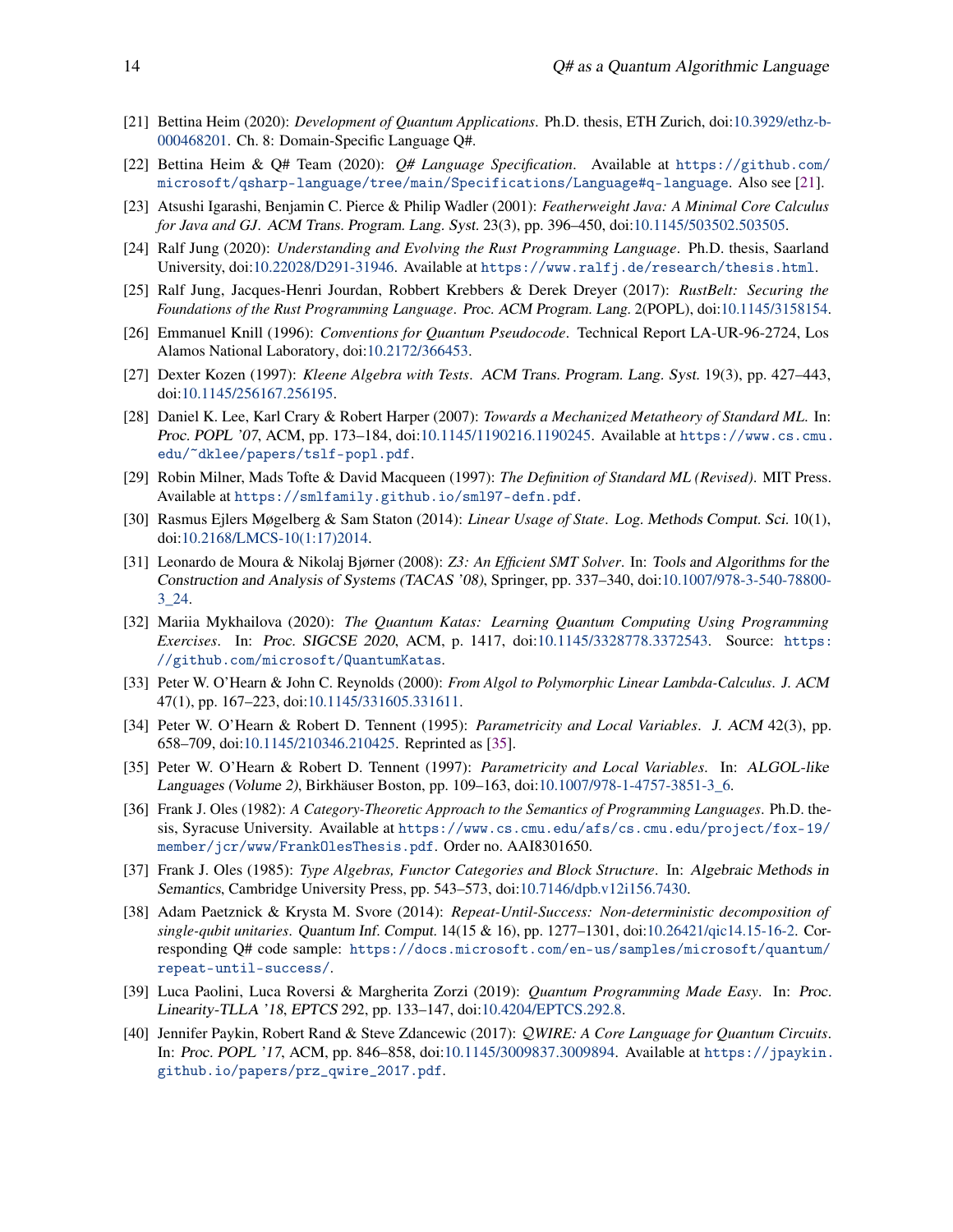[21] Bettina Heim (2020): *Development of Quantum Applications*. Ph.D. thesis, ETH Zurich, doi:10.3929/ethz-b-000468201. Ch. 8: Domain-Specific Language Q#.

[22] Bettina Heim & Q# Team (2020): *Q# Language Specification*. Available at https://github.com/microsoft/qsharp-language/tree/main/Specifications/Language#q-language. Also see [21].

[23] Atsushi Igarashi, Benjamin C. Pierce & Philip Wadler (2001): *Featherweight Java: A Minimal Core Calculus for Java and GJ*. ACM Trans. Program. Lang. Syst. 23(3), pp. 396–450, doi:10.1145/503502.503505.

[24] Ralf Jung (2020): *Understanding and Evolving the Rust Programming Language*. Ph.D. thesis, Saarland University, doi:10.22028/D291-31946. Available at https://www.ralfj.de/research/thesis.html.

[25] Ralf Jung, Jacques-Henri Jourdan, Robbert Krebbers & Derek Dreyer (2017): *RustBelt: Securing the Foundations of the Rust Programming Language*. Proc. ACM Program. Lang. 2(POPL), doi:10.1145/3158154.

[26] Emmanuel Knill (1996): *Conventions for Quantum Pseudocode*. Technical Report LA-UR-96-2724, Los Alamos National Laboratory, doi:10.2172/366453.

[27] Dexter Kozen (1997): *Kleene Algebra with Tests*. ACM Trans. Program. Lang. Syst. 19(3), pp. 427–443, doi:10.1145/256167.256195.

[28] Daniel K. Lee, Karl Crary & Robert Harper (2007): *Towards a Mechanized Metatheory of Standard ML*. In: Proc. POPL '07, ACM, pp. 173–184, doi:10.1145/1190216.1190245. Available at https://www.cs.cmu.edu/~dklee/papers/tslf-popl.pdf.

[29] Robin Milner, Mads Tofte & David Macqueen (1997): *The Definition of Standard ML (Revised)*. MIT Press. Available at https://smlfamily.github.io/sml97-defn.pdf.

[30] Rasmus Ejlers Møgelberg & Sam Staton (2014): *Linear Usage of State*. Log. Methods Comput. Sci. 10(1), doi:10.2168/LMCS-10(1:17)2014.

[31] Leonardo de Moura & Nikolaj Bjørner (2008): *Z3: An Efficient SMT Solver*. In: Tools and Algorithms for the Construction and Analysis of Systems (TACAS '08), Springer, pp. 337–340, doi:10.1007/978-3-540-78800-3_24.

[32] Mariia Mykhailova (2020): *The Quantum Katas: Learning Quantum Computing Using Programming Exercises*. In: Proc. SIGCSE 2020, ACM, p. 1417, doi:10.1145/3328778.3372543. Source: https://github.com/microsoft/QuantumKatas.

[33] Peter W. O'Hearn & John C. Reynolds (2000): *From Algol to Polymorphic Linear Lambda-Calculus*. J. ACM 47(1), pp. 167–223, doi:10.1145/331605.331611.

[34] Peter W. O'Hearn & Robert D. Tennent (1995): *Parametricity and Local Variables*. J. ACM 42(3), pp. 658–709, doi:10.1145/210346.210425. Reprinted as [35].

[35] Peter W. O'Hearn & Robert D. Tennent (1997): *Parametricity and Local Variables*. In: ALGOL-like Languages (Volume 2), Birkhäuser Boston, pp. 109–163, doi:10.1007/978-1-4757-3851-3_6.

[36] Frank J. Oles (1982): *A Category-Theoretic Approach to the Semantics of Programming Languages*. Ph.D. thesis, Syracuse University. Available at https://www.cs.cmu.edu/afs/cs.cmu.edu/project/fox-19/member/jcr/www/FrankOlesThesis.pdf. Order no. AAI8301650.

[37] Frank J. Oles (1985): *Type Algebras, Functor Categories and Block Structure*. In: Algebraic Methods in Semantics, Cambridge University Press, pp. 543–573, doi:10.7146/dpb.v12i156.7430.

[38] Adam Paetznick & Krysta M. Svore (2014): *Repeat-Until-Success: Non-deterministic decomposition of single-qubit unitaries*. Quantum Inf. Comput. 14(15 & 16), pp. 1277–1301, doi:10.26421/qic14.15-16-2. Corresponding Q# code sample: https://docs.microsoft.com/en-us/samples/microsoft/quantum/repeat-until-success/.

[39] Luca Paolini, Luca Roversi & Margherita Zorzi (2019): *Quantum Programming Made Easy*. In: Proc. Linearity-TLLA '18, EPTCS 292, pp. 133–147, doi:10.4204/EPTCS.292.8.

[40] Jennifer Paykin, Robert Rand & Steve Zdancewic (2017): *QWIRE: A Core Language for Quantum Circuits*. In: Proc. POPL '17, ACM, pp. 846–858, doi:10.1145/3009837.3009894. Available at https://jpaykin.github.io/papers/prz_qwire_2017.pdf.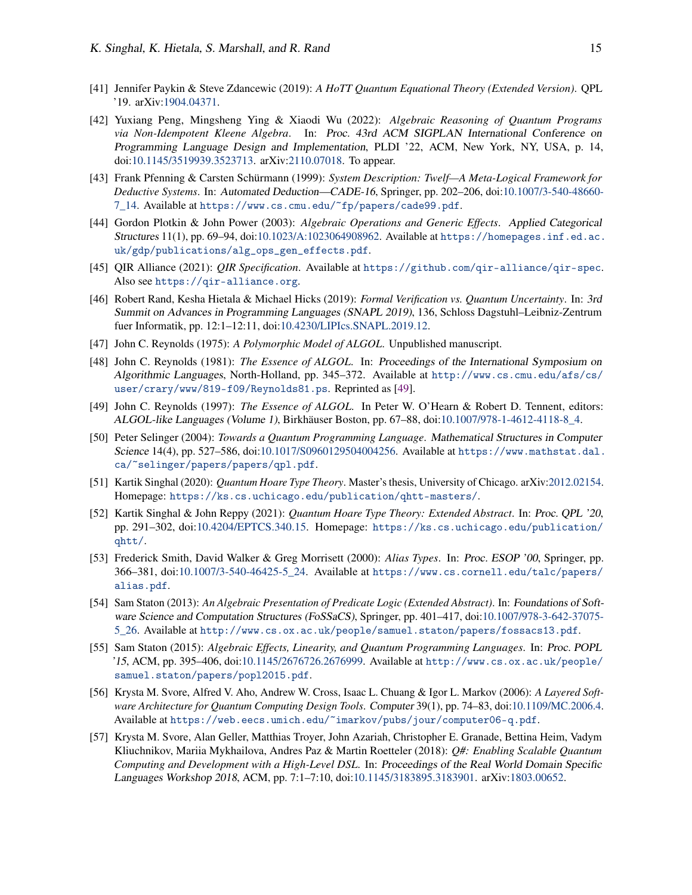[41] Jennifer Paykin & Steve Zdancewic (2019): *A HoTT Quantum Equational Theory (Extended Version)*. QPL '19. arXiv:1904.04371.

[42] Yuxiang Peng, Mingsheng Ying & Xiaodi Wu (2022): *Algebraic Reasoning of Quantum Programs via Non-Idempotent Kleene Algebra*. In: Proc. 43rd ACM SIGPLAN International Conference on Programming Language Design and Implementation, PLDI '22, ACM, New York, NY, USA, p. 14, doi:10.1145/3519939.3523713. arXiv:2110.07018. To appear.

[43] Frank Pfenning & Carsten Schürmann (1999): *System Description: Twelf—A Meta-Logical Framework for Deductive Systems*. In: Automated Deduction—CADE-16, Springer, pp. 202–206, doi:10.1007/3-540-48660-7_14. Available at https://www.cs.cmu.edu/~fp/papers/cade99.pdf.

[44] Gordon Plotkin & John Power (2003): *Algebraic Operations and Generic Effects*. Applied Categorical Structures 11(1), pp. 69–94, doi:10.1023/A:1023064908962. Available at https://homepages.inf.ed.ac.uk/gdp/publications/alg_ops_gen_effects.pdf.

[45] QIR Alliance (2021): *QIR Specification*. Available at https://github.com/qir-alliance/qir-spec. Also see https://qir-alliance.org.

[46] Robert Rand, Kesha Hietala & Michael Hicks (2019): *Formal Verification vs. Quantum Uncertainty*. In: 3rd Summit on Advances in Programming Languages (SNAPL 2019), 136, Schloss Dagstuhl–Leibniz-Zentrum fuer Informatik, pp. 12:1–12:11, doi:10.4230/LIPIcs.SNAPL.2019.12.

[47] John C. Reynolds (1975): *A Polymorphic Model of ALGOL*. Unpublished manuscript.

[48] John C. Reynolds (1981): *The Essence of ALGOL*. In: Proceedings of the International Symposium on Algorithmic Languages, North-Holland, pp. 345–372. Available at http://www.cs.cmu.edu/afs/cs/user/crary/www/819-f09/Reynolds81.ps. Reprinted as [49].

[49] John C. Reynolds (1997): *The Essence of ALGOL*. In Peter W. O'Hearn & Robert D. Tennent, editors: ALGOL-like Languages (Volume 1), Birkhäuser Boston, pp. 67–88, doi:10.1007/978-1-4612-4118-8_4.

[50] Peter Selinger (2004): *Towards a Quantum Programming Language*. Mathematical Structures in Computer Science 14(4), pp. 527–586, doi:10.1017/S0960129504004256. Available at https://www.mathstat.dal.ca/~selinger/papers/papers/qpl.pdf.

[51] Kartik Singhal (2020): *Quantum Hoare Type Theory*. Master's thesis, University of Chicago. arXiv:2012.02154. Homepage: https://ks.cs.uchicago.edu/publication/qhtt-masters/.

[52] Kartik Singhal & John Reppy (2021): *Quantum Hoare Type Theory: Extended Abstract*. In: Proc. QPL '20, pp. 291–302, doi:10.4204/EPTCS.340.15. Homepage: https://ks.cs.uchicago.edu/publication/qhtt/.

[53] Frederick Smith, David Walker & Greg Morrisett (2000): *Alias Types*. In: Proc. ESOP '00, Springer, pp. 366–381, doi:10.1007/3-540-46425-5_24. Available at https://www.cs.cornell.edu/talc/papers/alias.pdf.

[54] Sam Staton (2013): *An Algebraic Presentation of Predicate Logic (Extended Abstract)*. In: Foundations of Software Science and Computation Structures (FoSSaCS), Springer, pp. 401–417, doi:10.1007/978-3-642-37075-5_26. Available at http://www.cs.ox.ac.uk/people/samuel.staton/papers/fossacs13.pdf.

[55] Sam Staton (2015): *Algebraic Effects, Linearity, and Quantum Programming Languages*. In: Proc. POPL '15, ACM, pp. 395–406, doi:10.1145/2676726.2676999. Available at http://www.cs.ox.ac.uk/people/samuel.staton/papers/popl2015.pdf.

[56] Krysta M. Svore, Alfred V. Aho, Andrew W. Cross, Isaac L. Chuang & Igor L. Markov (2006): *A Layered Software Architecture for Quantum Computing Design Tools*. Computer 39(1), pp. 74–83, doi:10.1109/MC.2006.4. Available at https://web.eecs.umich.edu/~imarkov/pubs/jour/computer06-q.pdf.

[57] Krysta M. Svore, Alan Geller, Matthias Troyer, John Azariah, Christopher E. Granade, Bettina Heim, Vadym Kliuchnikov, Mariia Mykhailova, Andres Paz & Martin Roetteler (2018): *Q#: Enabling Scalable Quantum Computing and Development with a High-Level DSL*. In: Proceedings of the Real World Domain Specific Languages Workshop 2018, ACM, pp. 7:1–7:10, doi:10.1145/3183895.3183901. arXiv:1803.00652.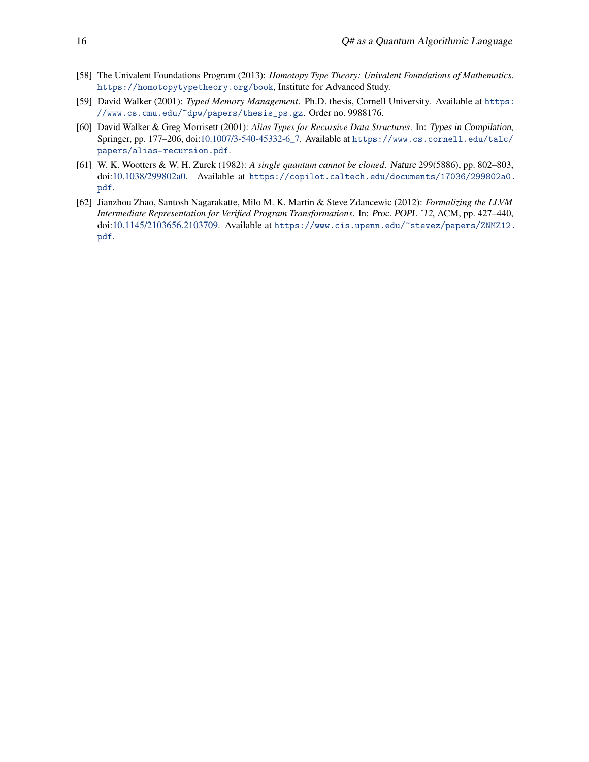[58] The Univalent Foundations Program (2013): *Homotopy Type Theory: Univalent Foundations of Mathematics*. https://homotopytypetheory.org/book, Institute for Advanced Study.

[59] David Walker (2001): *Typed Memory Management*. Ph.D. thesis, Cornell University. Available at https://www.cs.cmu.edu/~dpw/papers/thesis_ps.gz. Order no. 9988176.

[60] David Walker & Greg Morrisett (2001): *Alias Types for Recursive Data Structures*. In: Types in Compilation, Springer, pp. 177–206, doi:10.1007/3-540-45332-6_7. Available at https://www.cs.cornell.edu/talc/papers/alias-recursion.pdf.

[61] W. K. Wootters & W. H. Zurek (1982): *A single quantum cannot be cloned*. Nature 299(5886), pp. 802–803, doi:10.1038/299802a0. Available at https://copilot.caltech.edu/documents/17036/299802a0.pdf.

[62] Jianzhou Zhao, Santosh Nagarakatte, Milo M. K. Martin & Steve Zdancewic (2012): *Formalizing the LLVM Intermediate Representation for Verified Program Transformations*. In: Proc. POPL '12, ACM, pp. 427–440, doi:10.1145/2103656.2103709. Available at https://www.cis.upenn.edu/~stevez/papers/ZNMZ12.pdf.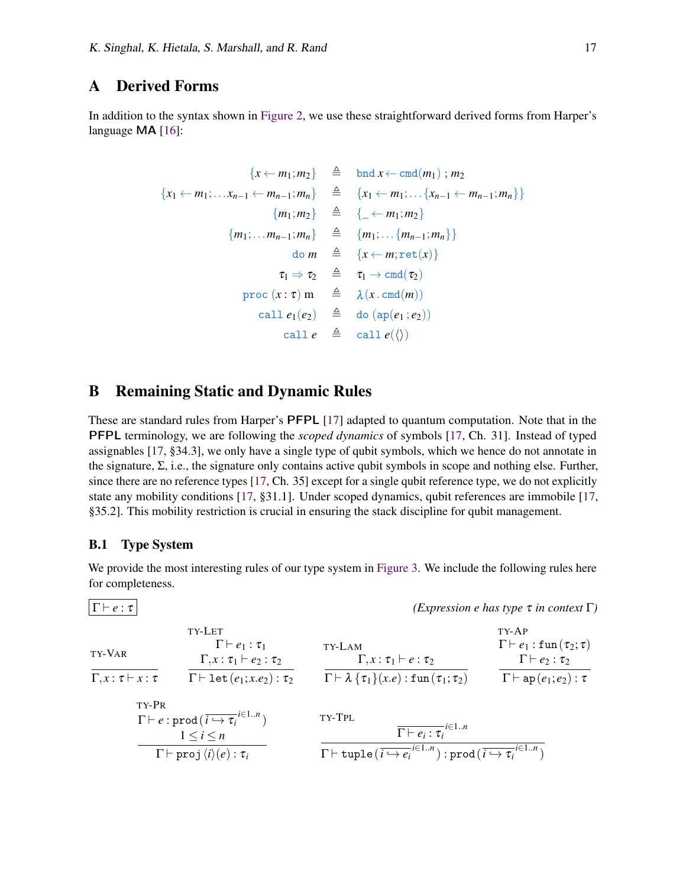## A Derived Forms

In addition to the syntax shown in Figure 2, we use these straightforward derived forms from Harper's language **MA** [16]:

$$
\begin{aligned}
\{x \leftarrow m_1; m_2\} &\triangleq \mathtt{bnd}\ x \leftarrow \mathtt{cmd}(m_1)\ ;\ m_2 \\
\{x_1 \leftarrow m_1; \ldots x_{n-1} \leftarrow m_{n-1}; m_n\} &\triangleq \{x_1 \leftarrow m_1; \ldots \{x_{n-1} \leftarrow m_{n-1}; m_n\}\} \\
\{m_1; m_2\} &\triangleq \{\_ \leftarrow m_1; m_2\} \\
\{m_1; \ldots m_{n-1}; m_n\} &\triangleq \{m_1; \ldots \{m_{n-1}; m_n\}\} \\
\mathtt{do}\ m &\triangleq \{x \leftarrow m; \mathtt{ret}(x)\} \\
\tau_1 \Rightarrow \tau_2 &\triangleq \tau_1 \rightarrow \mathtt{cmd}(\tau_2) \\
\mathtt{proc}\ (x : \tau)\ \mathrm{m} &\triangleq \lambda(x\,.\,\mathtt{cmd}(m)) \\
\mathtt{call}\ e_1(e_2) &\triangleq \mathtt{do}\ (\mathtt{ap}(e_1\,;e_2)) \\
\mathtt{call}\ e &\triangleq \mathtt{call}\ e(\langle\rangle)
\end{aligned}
$$

## B Remaining Static and Dynamic Rules

These are standard rules from Harper's **PFPL** [17] adapted to quantum computation. Note that in the **PFPL** terminology, we are following the *scoped dynamics* of symbols [17, Ch. 31]. Instead of typed assignables [17, §34.3], we only have a single type of qubit symbols, which we hence do not annotate in the signature, $\Sigma$, i.e., the signature only contains active qubit symbols in scope and nothing else. Further, since there are no reference types [17, Ch. 35] except for a single qubit reference type, we do not explicitly state any mobility conditions [17, §31.1]. Under scoped dynamics, qubit references are immobile [17, §35.2]. This mobility restriction is crucial in ensuring the stack discipline for qubit management.

### B.1 Type System

We provide the most interesting rules of our type system in Figure 3. We include the following rules here for completeness.

$\boxed{\Gamma \vdash e : \tau}$ *(Expression e has type $\tau$ in context $\Gamma$)*

$$
\textsc{ty-Var}\ \frac{}{\Gamma, x : \tau \vdash x : \tau}
\qquad
\textsc{ty-Let}\ \frac{\Gamma \vdash e_1 : \tau_1 \quad \Gamma, x : \tau_1 \vdash e_2 : \tau_2}{\Gamma \vdash \mathtt{let}\,(e_1; x.e_2) : \tau_2}
\qquad
\textsc{ty-Lam}\ \frac{\Gamma, x : \tau_1 \vdash e : \tau_2}{\Gamma \vdash \lambda\,\{\tau_1\}(x.e) : \mathtt{fun}\,(\tau_1; \tau_2)}
\qquad
\textsc{ty-Ap}\ \frac{\Gamma \vdash e_1 : \mathtt{fun}\,(\tau_2; \tau) \quad \Gamma \vdash e_2 : \tau_2}{\Gamma \vdash \mathtt{ap}\,(e_1; e_2) : \tau}
$$

$$
\textsc{ty-Pr}\ \frac{\Gamma \vdash e : \mathtt{prod}\,(\overline{i \hookrightarrow \tau_i}^{\,i \in 1..n}) \quad 1 \leq i \leq n}{\Gamma \vdash \mathtt{proj}\,\langle i \rangle(e) : \tau_i}
\qquad
\textsc{ty-Tpl}\ \frac{\overline{\Gamma \vdash e_i : \tau_i}^{\,i \in 1..n}}{\Gamma \vdash \mathtt{tuple}\,(\overline{i \hookrightarrow e_i}^{\,i \in 1..n}) : \mathtt{prod}\,(\overline{i \hookrightarrow \tau_i}^{\,i \in 1..n})}
$$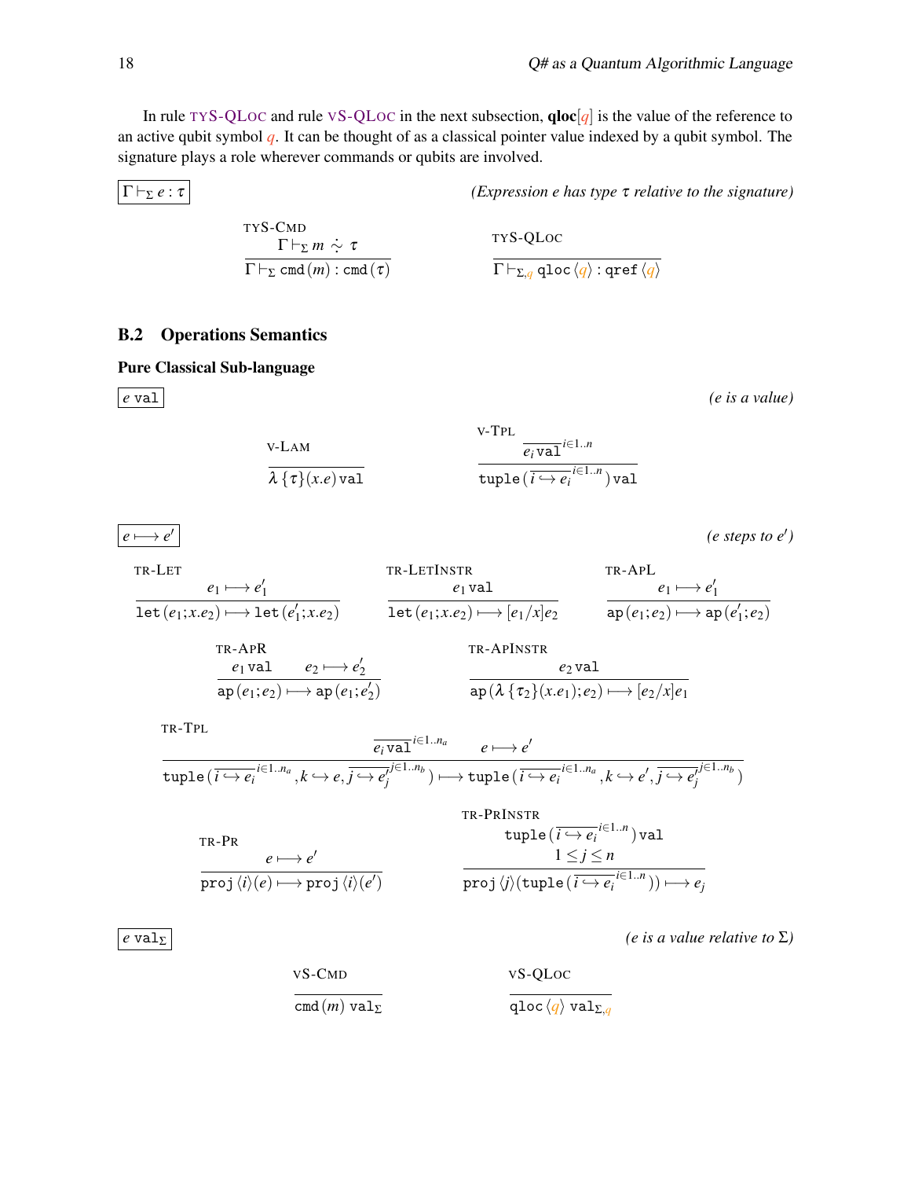In rule TYS-QLOC and rule VS-QLOC in the next subsection, **qloc**[$q$] is the value of the reference to an active qubit symbol $q$. It can be thought of as a classical pointer value indexed by a qubit symbol. The signature plays a role wherever commands or qubits are involved.

$\boxed{\Gamma \vdash_\Sigma e : \tau}$ *(Expression e has type τ relative to the signature)*

$$\textsc{tyS-Cmd}\quad \frac{\Gamma \vdash_\Sigma m \overset{\cdot}{\sim} \tau}{\Gamma \vdash_\Sigma \mathtt{cmd}\,(m) : \mathtt{cmd}\,(\tau)} \qquad \textsc{tyS-QLoc}\quad \frac{}{\Gamma \vdash_{\Sigma,q} \mathtt{qloc}\,\langle q \rangle : \mathtt{qref}\,\langle q \rangle}$$

## B.2 Operations Semantics

### Pure Classical Sub-language

$\boxed{e\ \mathtt{val}}$ *(e is a value)*

$$\textsc{v-Lam}\quad \frac{}{\lambda\,\{\tau\}(x.e)\,\mathtt{val}} \qquad \textsc{v-Tpl}\quad \frac{\overline{e_i\,\mathtt{val}}^{i \in 1..n}}{\mathtt{tuple}\,(\overline{i \hookrightarrow e_i}^{i \in 1..n})\,\mathtt{val}}$$

$\boxed{e \longmapsto e'}$ *(e steps to e′)*

$$\textsc{tr-Let}\quad \frac{e_1 \longmapsto e_1'}{\mathtt{let}\,(e_1; x.e_2) \longmapsto \mathtt{let}\,(e_1'; x.e_2)} \qquad \textsc{tr-LetInstr}\quad \frac{e_1\,\mathtt{val}}{\mathtt{let}\,(e_1; x.e_2) \longmapsto [e_1/x]e_2} \qquad \textsc{tr-ApL}\quad \frac{e_1 \longmapsto e_1'}{\mathtt{ap}\,(e_1; e_2) \longmapsto \mathtt{ap}\,(e_1'; e_2)}$$

$$\textsc{tr-ApR}\quad \frac{e_1\,\mathtt{val} \qquad e_2 \longmapsto e_2'}{\mathtt{ap}\,(e_1; e_2) \longmapsto \mathtt{ap}\,(e_1; e_2')} \qquad \textsc{tr-ApInstr}\quad \frac{e_2\,\mathtt{val}}{\mathtt{ap}\,(\lambda\,\{\tau_2\}(x.e_1); e_2) \longmapsto [e_2/x]e_1}$$

$$\textsc{tr-Tpl}\quad \frac{\overline{e_i\,\mathtt{val}}^{i \in 1..n_a} \qquad e \longmapsto e'}{\mathtt{tuple}\,(\overline{i \hookrightarrow e_i}^{i \in 1..n_a}, k \hookrightarrow e, \overline{j \hookrightarrow e_j}^{j \in 1..n_b}) \longmapsto \mathtt{tuple}\,(\overline{i \hookrightarrow e_i}^{i \in 1..n_a}, k \hookrightarrow e', \overline{j \hookrightarrow e_j}^{j \in 1..n_b})}$$

$$\textsc{tr-Pr}\quad \frac{e \longmapsto e'}{\mathtt{proj}\,\langle i \rangle(e) \longmapsto \mathtt{proj}\,\langle i \rangle(e')} \qquad \textsc{tr-PrInstr}\quad \frac{\mathtt{tuple}\,(\overline{i \hookrightarrow e_i}^{i \in 1..n})\,\mathtt{val} \qquad 1 \le j \le n}{\mathtt{proj}\,\langle j \rangle(\mathtt{tuple}\,(\overline{i \hookrightarrow e_i}^{i \in 1..n})) \longmapsto e_j}$$

$\boxed{e\ \mathtt{val}_\Sigma}$ *(e is a value relative to Σ)*

$$\textsc{vS-Cmd}\quad \frac{}{\mathtt{cmd}\,(m)\ \mathtt{val}_\Sigma} \qquad \textsc{vS-QLoc}\quad \frac{}{\mathtt{qloc}\,\langle q \rangle\ \mathtt{val}_{\Sigma,q}}$$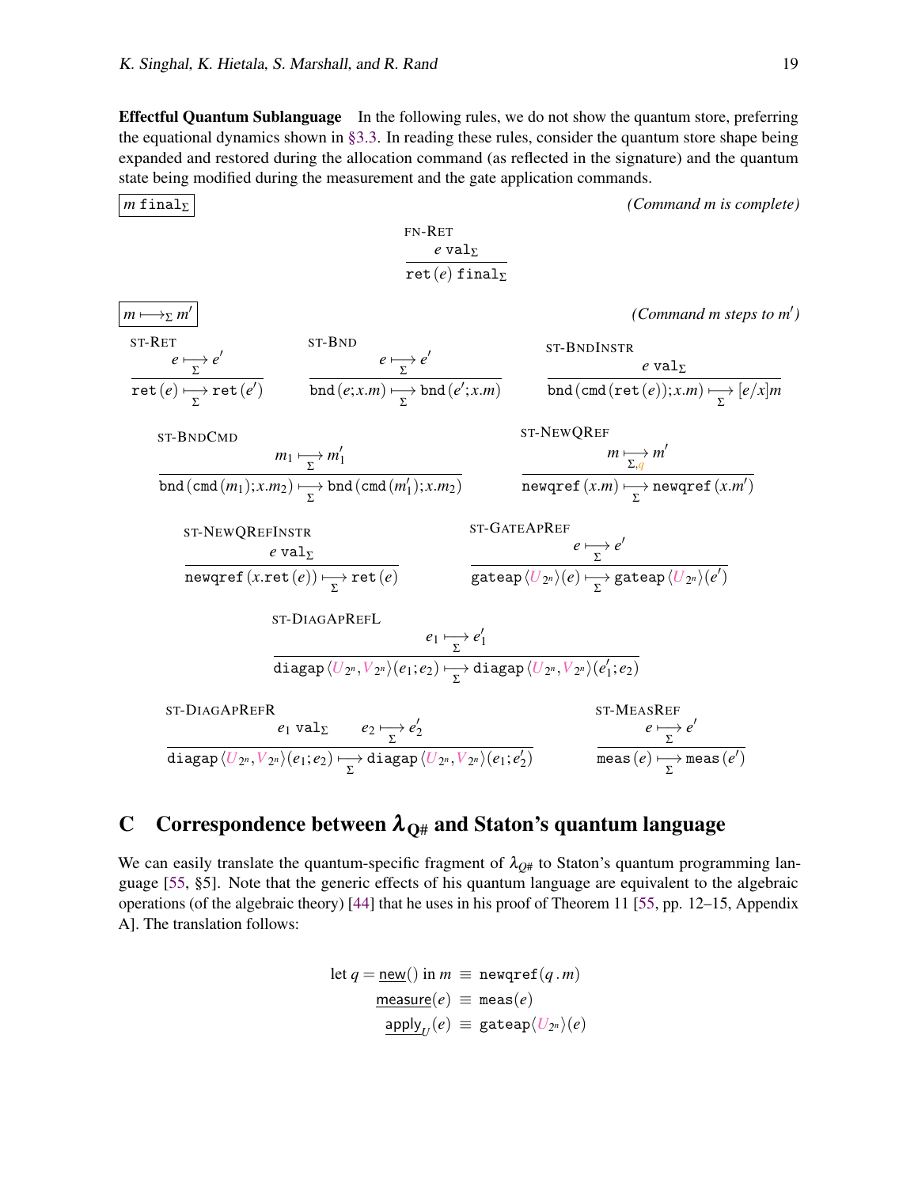**Effectful Quantum Sublanguage** In the following rules, we do not show the quantum store, preferring the equational dynamics shown in §3.3. In reading these rules, consider the quantum store shape being expanded and restored during the allocation command (as reflected in the signature) and the quantum state being modified during the measurement and the gate application commands.

$\boxed{m\ \texttt{final}_\Sigma}$ *(Command m is complete)*

FN-RET
$$\frac{e\ \texttt{val}_\Sigma}{\texttt{ret}\,(e)\ \texttt{final}_\Sigma}$$

$\boxed{m \longmapsto_\Sigma m'}$ *(Command m steps to m′)*

ST-RET
$$\frac{e \underset{\Sigma}{\longmapsto} e'}{\texttt{ret}\,(e) \underset{\Sigma}{\longmapsto} \texttt{ret}\,(e')}$$

ST-BND
$$\frac{e \underset{\Sigma}{\longmapsto} e'}{\texttt{bnd}\,(e;x.m) \underset{\Sigma}{\longmapsto} \texttt{bnd}\,(e';x.m)}$$

ST-BNDINSTR
$$\frac{e\ \texttt{val}_\Sigma}{\texttt{bnd}\,(\texttt{cmd}\,(\texttt{ret}\,(e));x.m) \underset{\Sigma}{\longmapsto} [e/x]m}$$

ST-BNDCMD
$$\frac{m_1 \underset{\Sigma}{\longmapsto} m_1'}{\texttt{bnd}\,(\texttt{cmd}\,(m_1);x.m_2) \underset{\Sigma}{\longmapsto} \texttt{bnd}\,(\texttt{cmd}\,(m_1');x.m_2)}$$

ST-NEWQREF
$$\frac{m \underset{\Sigma,q}{\longmapsto} m'}{\texttt{newqref}\,(x.m) \underset{\Sigma}{\longmapsto} \texttt{newqref}\,(x.m')}$$

ST-NEWQREFINSTR
$$\frac{e\ \texttt{val}_\Sigma}{\texttt{newqref}\,(x.\texttt{ret}\,(e)) \underset{\Sigma}{\longmapsto} \texttt{ret}\,(e)}$$

ST-GATEAPREF
$$\frac{e \underset{\Sigma}{\longmapsto} e'}{\texttt{gateap}\,\langle U_{2^n}\rangle(e) \underset{\Sigma}{\longmapsto} \texttt{gateap}\,\langle U_{2^n}\rangle(e')}$$

ST-DIAGAPREFL
$$\frac{e_1 \underset{\Sigma}{\longmapsto} e_1'}{\texttt{diagap}\,\langle U_{2^n}, V_{2^n}\rangle(e_1;e_2) \underset{\Sigma}{\longmapsto} \texttt{diagap}\,\langle U_{2^n}, V_{2^n}\rangle(e_1';e_2)}$$

ST-DIAGAPREFR
$$\frac{e_1\ \texttt{val}_\Sigma \qquad e_2 \underset{\Sigma}{\longmapsto} e_2'}{\texttt{diagap}\,\langle U_{2^n}, V_{2^n}\rangle(e_1;e_2) \underset{\Sigma}{\longmapsto} \texttt{diagap}\,\langle U_{2^n}, V_{2^n}\rangle(e_1;e_2')}$$

ST-MEASREF
$$\frac{e \underset{\Sigma}{\longmapsto} e'}{\texttt{meas}\,(e) \underset{\Sigma}{\longmapsto} \texttt{meas}\,(e')}$$

## C Correspondence between $\lambda_{Q\#}$ and Staton's quantum language

We can easily translate the quantum-specific fragment of $\lambda_{Q\#}$ to Staton's quantum programming language [55, §5]. Note that the generic effects of his quantum language are equivalent to the algebraic operations (of the algebraic theory) [44] that he uses in his proof of Theorem 11 [55, pp. 12–15, Appendix A]. The translation follows:

$$\begin{aligned}
\text{let } q = \underline{\mathsf{new}}() \text{ in } m &\equiv \texttt{newqref}(q\,.\,m)\\
\underline{\mathsf{measure}}(e) &\equiv \texttt{meas}(e)\\
\underline{\mathsf{apply}}_U(e) &\equiv \texttt{gateap}\langle U_{2^n}\rangle(e)
\end{aligned}$$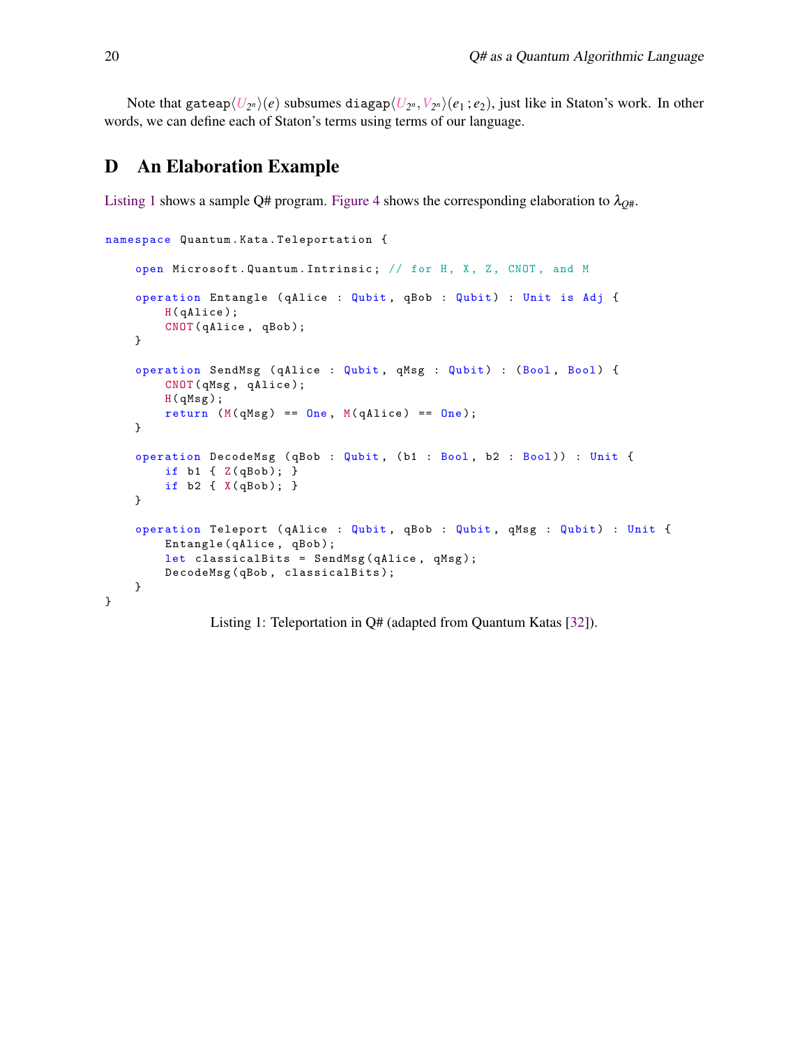Note that gateap$\langle U_{2^n} \rangle(e)$ subsumes diagap$\langle U_{2^n}, V_{2^n} \rangle(e_1\,; e_2)$, just like in Staton's work. In other words, we can define each of Staton's terms using terms of our language.

## D An Elaboration Example

Listing 1 shows a sample Q# program. Figure 4 shows the corresponding elaboration to $\lambda_{Q\#}$.

```
namespace Quantum.Kata.Teleportation {

    open Microsoft.Quantum.Intrinsic; // for H, X, Z, CNOT, and M

    operation Entangle (qAlice : Qubit, qBob : Qubit) : Unit is Adj {
        H(qAlice);
        CNOT(qAlice, qBob);
    }

    operation SendMsg (qAlice : Qubit, qMsg : Qubit) : (Bool, Bool) {
        CNOT(qMsg, qAlice);
        H(qMsg);
        return (M(qMsg) == One, M(qAlice) == One);
    }

    operation DecodeMsg (qBob : Qubit, (b1 : Bool, b2 : Bool)) : Unit {
        if b1 { Z(qBob); }
        if b2 { X(qBob); }
    }

    operation Teleport (qAlice : Qubit, qBob : Qubit, qMsg : Qubit) : Unit {
        Entangle(qAlice, qBob);
        let classicalBits = SendMsg(qAlice, qMsg);
        DecodeMsg(qBob, classicalBits);
    }
}
```

Listing 1: Teleportation in Q# (adapted from Quantum Katas [32]).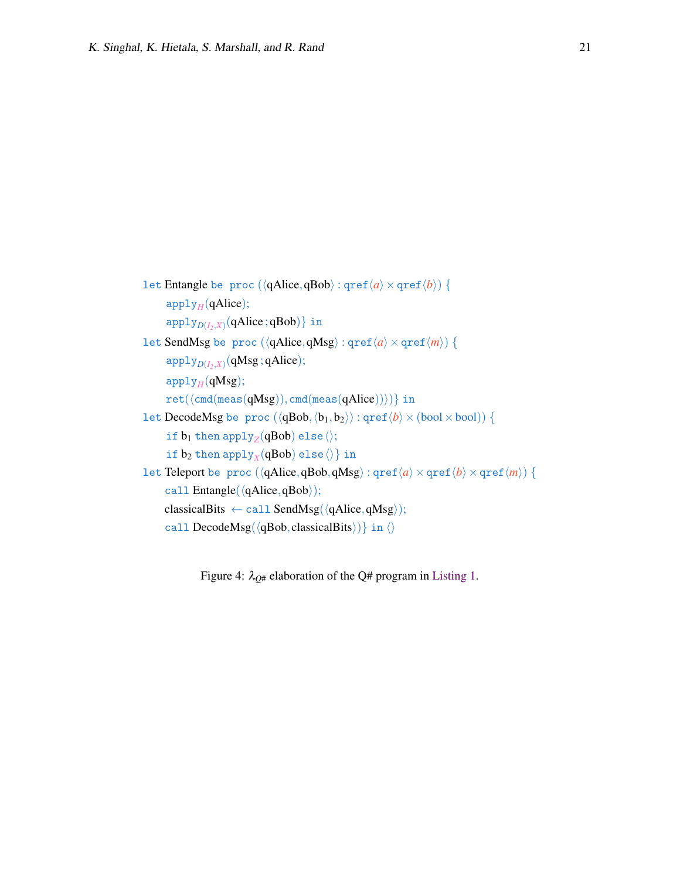```
let Entangle be proc (⟨qAlice, qBob⟩ : qref⟨a⟩ × qref⟨b⟩) {
    apply_H(qAlice);
    apply_{D(I_2,X)}(qAlice ; qBob)} in
let SendMsg be proc (⟨qAlice, qMsg⟩ : qref⟨a⟩ × qref⟨m⟩) {
    apply_{D(I_2,X)}(qMsg ; qAlice);
    apply_H(qMsg);
    ret(⟨cmd(meas(qMsg)), cmd(meas(qAlice))⟩)} in
let DecodeMsg be proc (⟨qBob, ⟨b_1, b_2⟩⟩ : qref⟨b⟩ × (bool × bool)) {
    if b_1 then apply_Z(qBob) else ⟨⟩;
    if b_2 then apply_X(qBob) else ⟨⟩} in
let Teleport be proc (⟨qAlice, qBob, qMsg⟩ : qref⟨a⟩ × qref⟨b⟩ × qref⟨m⟩) {
    call Entangle(⟨qAlice, qBob⟩);
    classicalBits ← call SendMsg(⟨qAlice, qMsg⟩);
    call DecodeMsg(⟨qBob, classicalBits⟩)} in ⟨⟩
```

Figure 4: $\lambda_{Q\#}$ elaboration of the Q# program in Listing 1.